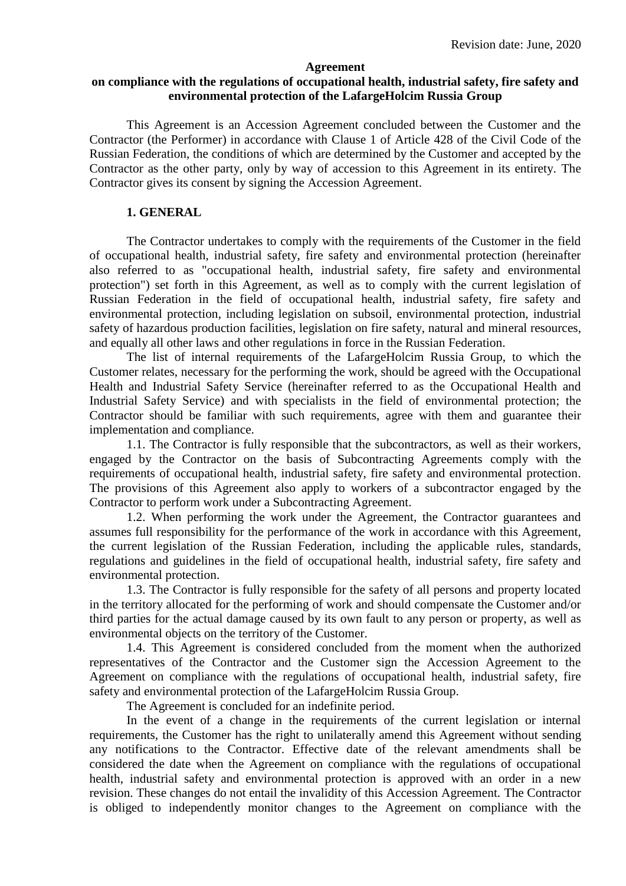Revision date: June, 2020

**Agreement**
**on compliance with the regulations of occupational health, industrial safety, fire safety and environmental protection of the LafargeHolcim Russia Group**

This Agreement is an Accession Agreement concluded between the Customer and the Contractor (the Performer) in accordance with Clause 1 of Article 428 of the Civil Code of the Russian Federation, the conditions of which are determined by the Customer and accepted by the Contractor as the other party, only by way of accession to this Agreement in its entirety. The Contractor gives its consent by signing the Accession Agreement.

## 1. GENERAL

The Contractor undertakes to comply with the requirements of the Customer in the field of occupational health, industrial safety, fire safety and environmental protection (hereinafter also referred to as "occupational health, industrial safety, fire safety and environmental protection") set forth in this Agreement, as well as to comply with the current legislation of Russian Federation in the field of occupational health, industrial safety, fire safety and environmental protection, including legislation on subsoil, environmental protection, industrial safety of hazardous production facilities, legislation on fire safety, natural and mineral resources, and equally all other laws and other regulations in force in the Russian Federation.

The list of internal requirements of the LafargeHolcim Russia Group, to which the Customer relates, necessary for the performing the work, should be agreed with the Occupational Health and Industrial Safety Service (hereinafter referred to as the Occupational Health and Industrial Safety Service) and with specialists in the field of environmental protection; the Contractor should be familiar with such requirements, agree with them and guarantee their implementation and compliance.

1.1. The Contractor is fully responsible that the subcontractors, as well as their workers, engaged by the Contractor on the basis of Subcontracting Agreements comply with the requirements of occupational health, industrial safety, fire safety and environmental protection. The provisions of this Agreement also apply to workers of a subcontractor engaged by the Contractor to perform work under a Subcontracting Agreement.

1.2. When performing the work under the Agreement, the Contractor guarantees and assumes full responsibility for the performance of the work in accordance with this Agreement, the current legislation of the Russian Federation, including the applicable rules, standards, regulations and guidelines in the field of occupational health, industrial safety, fire safety and environmental protection.

1.3. The Contractor is fully responsible for the safety of all persons and property located in the territory allocated for the performing of work and should compensate the Customer and/or third parties for the actual damage caused by its own fault to any person or property, as well as environmental objects on the territory of the Customer.

1.4. This Agreement is considered concluded from the moment when the authorized representatives of the Contractor and the Customer sign the Accession Agreement to the Agreement on compliance with the regulations of occupational health, industrial safety, fire safety and environmental protection of the LafargeHolcim Russia Group.

The Agreement is concluded for an indefinite period.

In the event of a change in the requirements of the current legislation or internal requirements, the Customer has the right to unilaterally amend this Agreement without sending any notifications to the Contractor. Effective date of the relevant amendments shall be considered the date when the Agreement on compliance with the regulations of occupational health, industrial safety and environmental protection is approved with an order in a new revision. These changes do not entail the invalidity of this Accession Agreement. The Contractor is obliged to independently monitor changes to the Agreement on compliance with the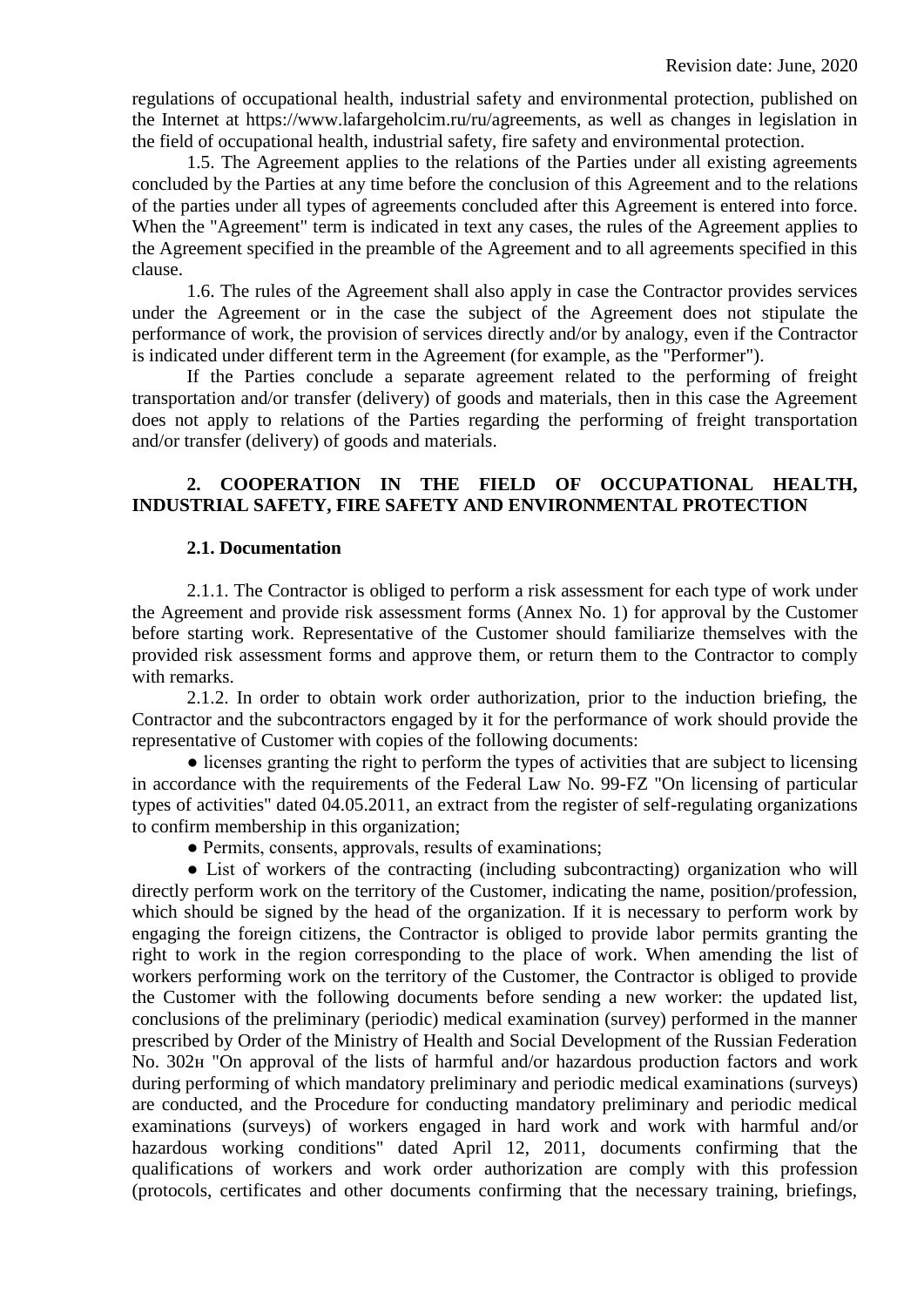regulations of occupational health, industrial safety and environmental protection, published on the Internet at https://www.lafargeholcim.ru/ru/agreements, as well as changes in legislation in the field of occupational health, industrial safety, fire safety and environmental protection.

1.5. The Agreement applies to the relations of the Parties under all existing agreements concluded by the Parties at any time before the conclusion of this Agreement and to the relations of the parties under all types of agreements concluded after this Agreement is entered into force. When the "Agreement" term is indicated in text any cases, the rules of the Agreement applies to the Agreement specified in the preamble of the Agreement and to all agreements specified in this clause.

1.6. The rules of the Agreement shall also apply in case the Contractor provides services under the Agreement or in the case the subject of the Agreement does not stipulate the performance of work, the provision of services directly and/or by analogy, even if the Contractor is indicated under different term in the Agreement (for example, as the "Performer").

If the Parties conclude a separate agreement related to the performing of freight transportation and/or transfer (delivery) of goods and materials, then in this case the Agreement does not apply to relations of the Parties regarding the performing of freight transportation and/or transfer (delivery) of goods and materials.

## 2. COOPERATION IN THE FIELD OF OCCUPATIONAL HEALTH, INDUSTRIAL SAFETY, FIRE SAFETY AND ENVIRONMENTAL PROTECTION

### 2.1. Documentation

2.1.1. The Contractor is obliged to perform a risk assessment for each type of work under the Agreement and provide risk assessment forms (Annex No. 1) for approval by the Customer before starting work. Representative of the Customer should familiarize themselves with the provided risk assessment forms and approve them, or return them to the Contractor to comply with remarks.

2.1.2. In order to obtain work order authorization, prior to the induction briefing, the Contractor and the subcontractors engaged by it for the performance of work should provide the representative of Customer with copies of the following documents:

- licenses granting the right to perform the types of activities that are subject to licensing in accordance with the requirements of the Federal Law No. 99-FZ "On licensing of particular types of activities" dated 04.05.2011, an extract from the register of self-regulating organizations to confirm membership in this organization;
- Permits, consents, approvals, results of examinations;
- List of workers of the contracting (including subcontracting) organization who will directly perform work on the territory of the Customer, indicating the name, position/profession, which should be signed by the head of the organization. If it is necessary to perform work by engaging the foreign citizens, the Contractor is obliged to provide labor permits granting the right to work in the region corresponding to the place of work. When amending the list of workers performing work on the territory of the Customer, the Contractor is obliged to provide the Customer with the following documents before sending a new worker: the updated list, conclusions of the preliminary (periodic) medical examination (survey) performed in the manner prescribed by Order of the Ministry of Health and Social Development of the Russian Federation No. 302н "On approval of the lists of harmful and/or hazardous production factors and work during performing of which mandatory preliminary and periodic medical examinations (surveys) are conducted, and the Procedure for conducting mandatory preliminary and periodic medical examinations (surveys) of workers engaged in hard work and work with harmful and/or hazardous working conditions" dated April 12, 2011, documents confirming that the qualifications of workers and work order authorization are comply with this profession (protocols, certificates and other documents confirming that the necessary training, briefings,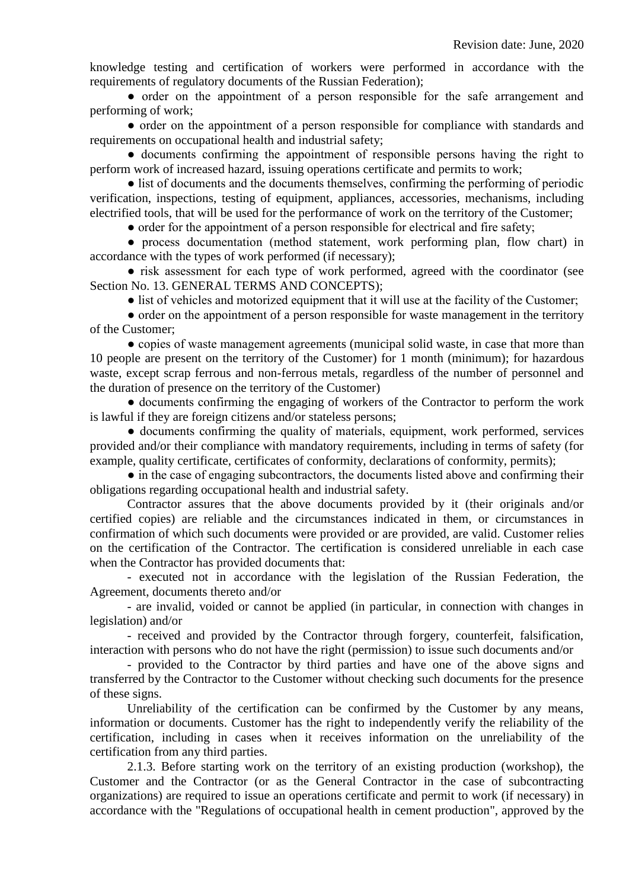knowledge testing and certification of workers were performed in accordance with the requirements of regulatory documents of the Russian Federation);

- order on the appointment of a person responsible for the safe arrangement and performing of work;
- order on the appointment of a person responsible for compliance with standards and requirements on occupational health and industrial safety;
- documents confirming the appointment of responsible persons having the right to perform work of increased hazard, issuing operations certificate and permits to work;
- list of documents and the documents themselves, confirming the performing of periodic verification, inspections, testing of equipment, appliances, accessories, mechanisms, including electrified tools, that will be used for the performance of work on the territory of the Customer;
- order for the appointment of a person responsible for electrical and fire safety;
- process documentation (method statement, work performing plan, flow chart) in accordance with the types of work performed (if necessary);
- risk assessment for each type of work performed, agreed with the coordinator (see Section No. 13. GENERAL TERMS AND CONCEPTS);
- list of vehicles and motorized equipment that it will use at the facility of the Customer;
- order on the appointment of a person responsible for waste management in the territory of the Customer;
- copies of waste management agreements (municipal solid waste, in case that more than 10 people are present on the territory of the Customer) for 1 month (minimum); for hazardous waste, except scrap ferrous and non-ferrous metals, regardless of the number of personnel and the duration of presence on the territory of the Customer)
- documents confirming the engaging of workers of the Contractor to perform the work is lawful if they are foreign citizens and/or stateless persons;
- documents confirming the quality of materials, equipment, work performed, services provided and/or their compliance with mandatory requirements, including in terms of safety (for example, quality certificate, certificates of conformity, declarations of conformity, permits);
- in the case of engaging subcontractors, the documents listed above and confirming their obligations regarding occupational health and industrial safety.

Contractor assures that the above documents provided by it (their originals and/or certified copies) are reliable and the circumstances indicated in them, or circumstances in confirmation of which such documents were provided or are provided, are valid. Customer relies on the certification of the Contractor. The certification is considered unreliable in each case when the Contractor has provided documents that:

- executed not in accordance with the legislation of the Russian Federation, the Agreement, documents thereto and/or

- are invalid, voided or cannot be applied (in particular, in connection with changes in legislation) and/or

- received and provided by the Contractor through forgery, counterfeit, falsification, interaction with persons who do not have the right (permission) to issue such documents and/or

- provided to the Contractor by third parties and have one of the above signs and transferred by the Contractor to the Customer without checking such documents for the presence of these signs.

Unreliability of the certification can be confirmed by the Customer by any means, information or documents. Customer has the right to independently verify the reliability of the certification, including in cases when it receives information on the unreliability of the certification from any third parties.

2.1.3. Before starting work on the territory of an existing production (workshop), the Customer and the Contractor (or as the General Contractor in the case of subcontracting organizations) are required to issue an operations certificate and permit to work (if necessary) in accordance with the "Regulations of occupational health in cement production", approved by the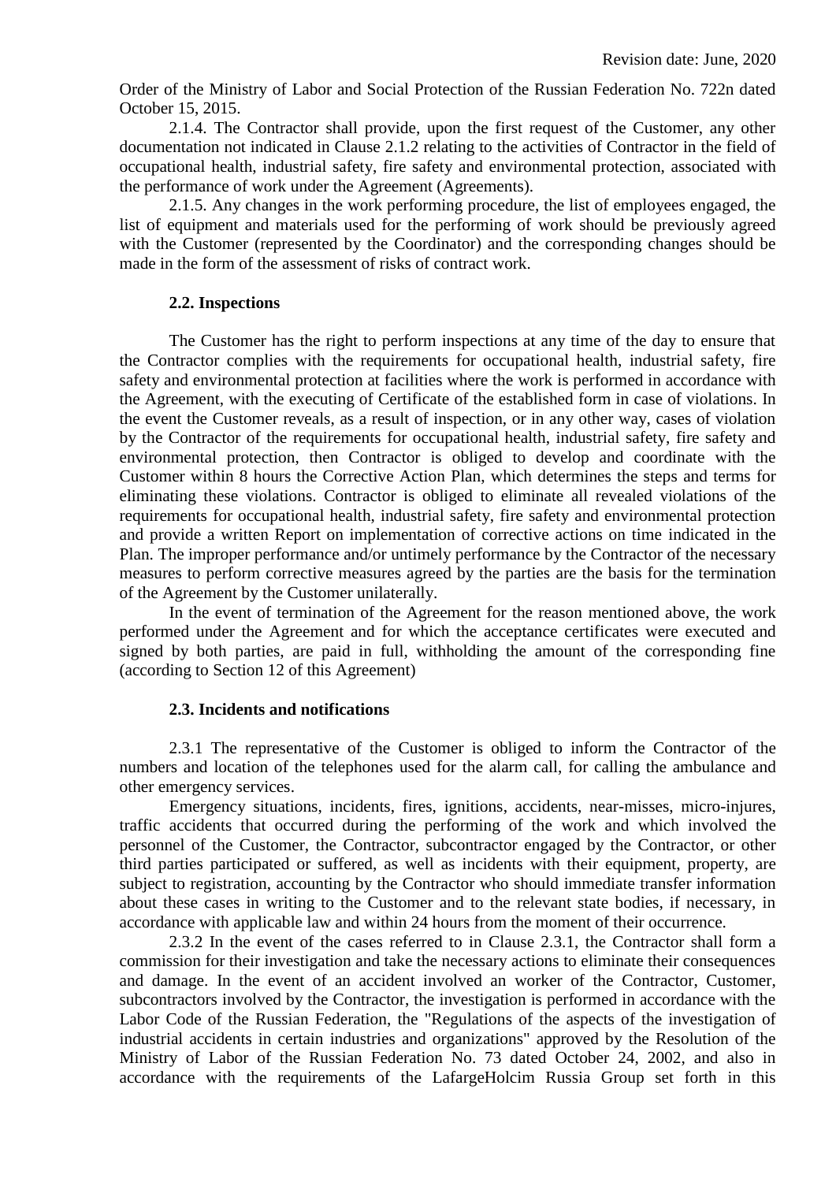Order of the Ministry of Labor and Social Protection of the Russian Federation No. 722n dated October 15, 2015.

2.1.4. The Contractor shall provide, upon the first request of the Customer, any other documentation not indicated in Clause 2.1.2 relating to the activities of Contractor in the field of occupational health, industrial safety, fire safety and environmental protection, associated with the performance of work under the Agreement (Agreements).

2.1.5. Any changes in the work performing procedure, the list of employees engaged, the list of equipment and materials used for the performing of work should be previously agreed with the Customer (represented by the Coordinator) and the corresponding changes should be made in the form of the assessment of risks of contract work.

### 2.2. Inspections

The Customer has the right to perform inspections at any time of the day to ensure that the Contractor complies with the requirements for occupational health, industrial safety, fire safety and environmental protection at facilities where the work is performed in accordance with the Agreement, with the executing of Certificate of the established form in case of violations. In the event the Customer reveals, as a result of inspection, or in any other way, cases of violation by the Contractor of the requirements for occupational health, industrial safety, fire safety and environmental protection, then Contractor is obliged to develop and coordinate with the Customer within 8 hours the Corrective Action Plan, which determines the steps and terms for eliminating these violations. Contractor is obliged to eliminate all revealed violations of the requirements for occupational health, industrial safety, fire safety and environmental protection and provide a written Report on implementation of corrective actions on time indicated in the Plan. The improper performance and/or untimely performance by the Contractor of the necessary measures to perform corrective measures agreed by the parties are the basis for the termination of the Agreement by the Customer unilaterally.

In the event of termination of the Agreement for the reason mentioned above, the work performed under the Agreement and for which the acceptance certificates were executed and signed by both parties, are paid in full, withholding the amount of the corresponding fine (according to Section 12 of this Agreement)

### 2.3. Incidents and notifications

2.3.1 The representative of the Customer is obliged to inform the Contractor of the numbers and location of the telephones used for the alarm call, for calling the ambulance and other emergency services.

Emergency situations, incidents, fires, ignitions, accidents, near-misses, micro-injures, traffic accidents that occurred during the performing of the work and which involved the personnel of the Customer, the Contractor, subcontractor engaged by the Contractor, or other third parties participated or suffered, as well as incidents with their equipment, property, are subject to registration, accounting by the Contractor who should immediate transfer information about these cases in writing to the Customer and to the relevant state bodies, if necessary, in accordance with applicable law and within 24 hours from the moment of their occurrence.

2.3.2 In the event of the cases referred to in Clause 2.3.1, the Contractor shall form a commission for their investigation and take the necessary actions to eliminate their consequences and damage. In the event of an accident involved an worker of the Contractor, Customer, subcontractors involved by the Contractor, the investigation is performed in accordance with the Labor Code of the Russian Federation, the "Regulations of the aspects of the investigation of industrial accidents in certain industries and organizations" approved by the Resolution of the Ministry of Labor of the Russian Federation No. 73 dated October 24, 2002, and also in accordance with the requirements of the LafargeHolcim Russia Group set forth in this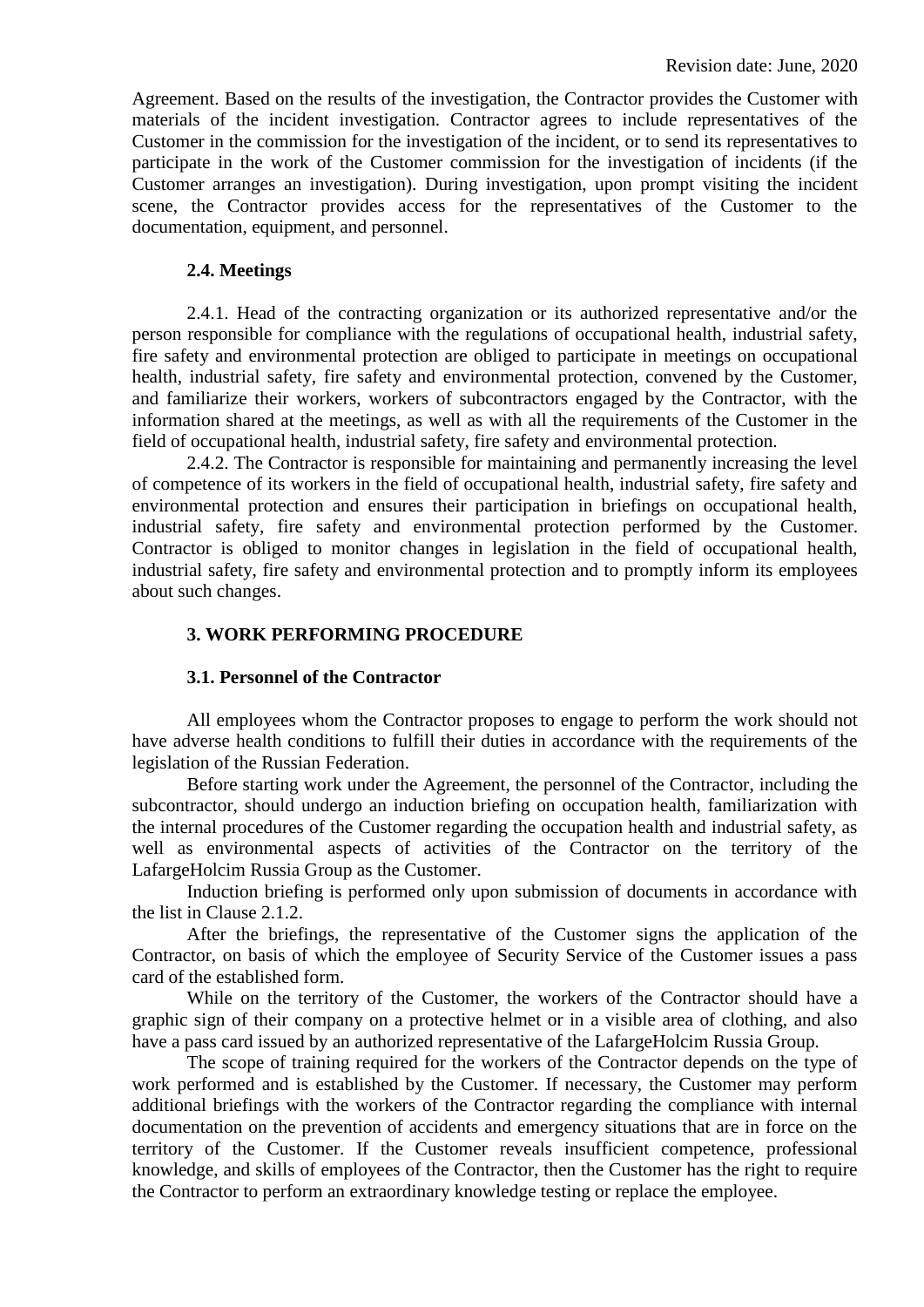Agreement. Based on the results of the investigation, the Contractor provides the Customer with materials of the incident investigation. Contractor agrees to include representatives of the Customer in the commission for the investigation of the incident, or to send its representatives to participate in the work of the Customer commission for the investigation of incidents (if the Customer arranges an investigation). During investigation, upon prompt visiting the incident scene, the Contractor provides access for the representatives of the Customer to the documentation, equipment, and personnel.

### 2.4. Meetings

2.4.1. Head of the contracting organization or its authorized representative and/or the person responsible for compliance with the regulations of occupational health, industrial safety, fire safety and environmental protection are obliged to participate in meetings on occupational health, industrial safety, fire safety and environmental protection, convened by the Customer, and familiarize their workers, workers of subcontractors engaged by the Contractor, with the information shared at the meetings, as well as with all the requirements of the Customer in the field of occupational health, industrial safety, fire safety and environmental protection.

2.4.2. The Contractor is responsible for maintaining and permanently increasing the level of competence of its workers in the field of occupational health, industrial safety, fire safety and environmental protection and ensures their participation in briefings on occupational health, industrial safety, fire safety and environmental protection performed by the Customer. Contractor is obliged to monitor changes in legislation in the field of occupational health, industrial safety, fire safety and environmental protection and to promptly inform its employees about such changes.

## 3. WORK PERFORMING PROCEDURE

### 3.1. Personnel of the Contractor

All employees whom the Contractor proposes to engage to perform the work should not have adverse health conditions to fulfill their duties in accordance with the requirements of the legislation of the Russian Federation.

Before starting work under the Agreement, the personnel of the Contractor, including the subcontractor, should undergo an induction briefing on occupation health, familiarization with the internal procedures of the Customer regarding the occupation health and industrial safety, as well as environmental aspects of activities of the Contractor on the territory of the LafargeHolcim Russia Group as the Customer.

Induction briefing is performed only upon submission of documents in accordance with the list in Clause 2.1.2.

After the briefings, the representative of the Customer signs the application of the Contractor, on basis of which the employee of Security Service of the Customer issues a pass card of the established form.

While on the territory of the Customer, the workers of the Contractor should have a graphic sign of their company on a protective helmet or in a visible area of clothing, and also have a pass card issued by an authorized representative of the LafargeHolcim Russia Group.

The scope of training required for the workers of the Contractor depends on the type of work performed and is established by the Customer. If necessary, the Customer may perform additional briefings with the workers of the Contractor regarding the compliance with internal documentation on the prevention of accidents and emergency situations that are in force on the territory of the Customer. If the Customer reveals insufficient competence, professional knowledge, and skills of employees of the Contractor, then the Customer has the right to require the Contractor to perform an extraordinary knowledge testing or replace the employee.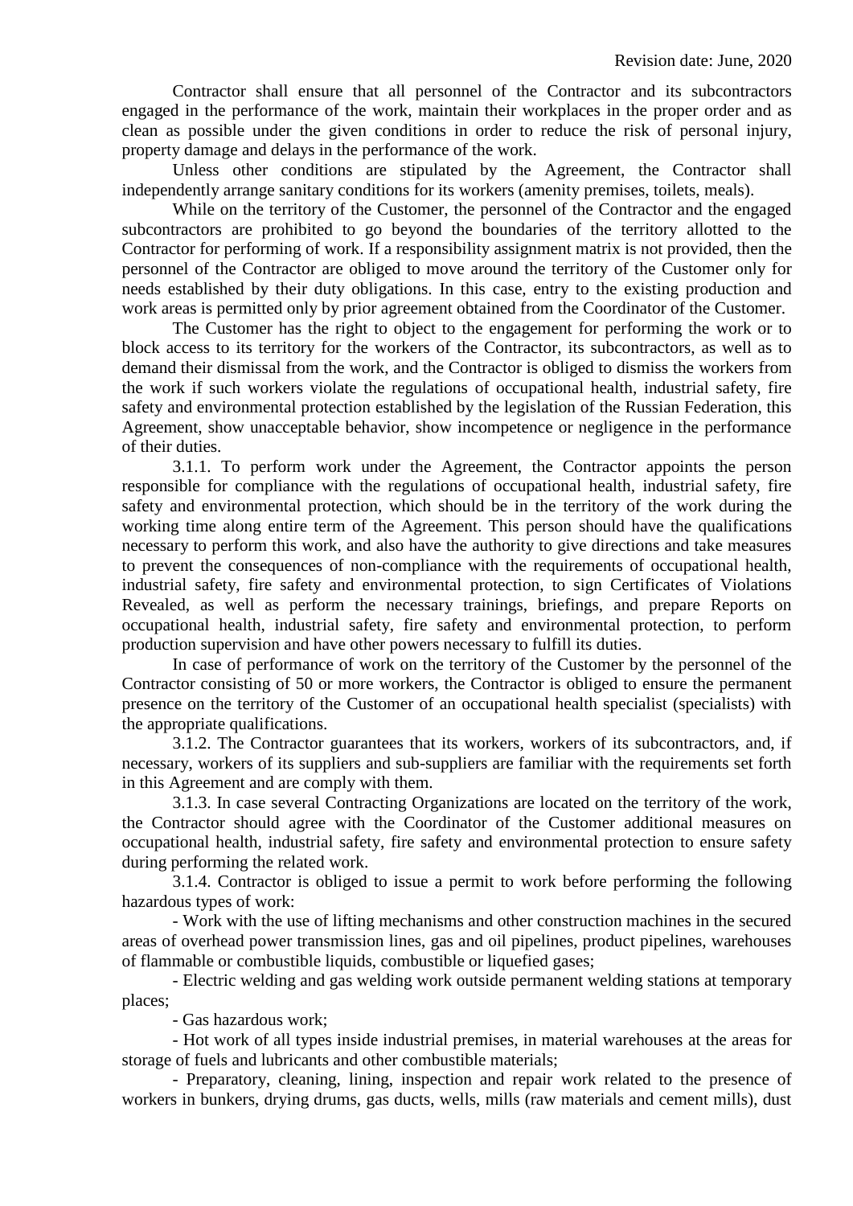Contractor shall ensure that all personnel of the Contractor and its subcontractors engaged in the performance of the work, maintain their workplaces in the proper order and as clean as possible under the given conditions in order to reduce the risk of personal injury, property damage and delays in the performance of the work.

Unless other conditions are stipulated by the Agreement, the Contractor shall independently arrange sanitary conditions for its workers (amenity premises, toilets, meals).

While on the territory of the Customer, the personnel of the Contractor and the engaged subcontractors are prohibited to go beyond the boundaries of the territory allotted to the Contractor for performing of work. If a responsibility assignment matrix is not provided, then the personnel of the Contractor are obliged to move around the territory of the Customer only for needs established by their duty obligations. In this case, entry to the existing production and work areas is permitted only by prior agreement obtained from the Coordinator of the Customer.

The Customer has the right to object to the engagement for performing the work or to block access to its territory for the workers of the Contractor, its subcontractors, as well as to demand their dismissal from the work, and the Contractor is obliged to dismiss the workers from the work if such workers violate the regulations of occupational health, industrial safety, fire safety and environmental protection established by the legislation of the Russian Federation, this Agreement, show unacceptable behavior, show incompetence or negligence in the performance of their duties.

3.1.1. To perform work under the Agreement, the Contractor appoints the person responsible for compliance with the regulations of occupational health, industrial safety, fire safety and environmental protection, which should be in the territory of the work during the working time along entire term of the Agreement. This person should have the qualifications necessary to perform this work, and also have the authority to give directions and take measures to prevent the consequences of non-compliance with the requirements of occupational health, industrial safety, fire safety and environmental protection, to sign Certificates of Violations Revealed, as well as perform the necessary trainings, briefings, and prepare Reports on occupational health, industrial safety, fire safety and environmental protection, to perform production supervision and have other powers necessary to fulfill its duties.

In case of performance of work on the territory of the Customer by the personnel of the Contractor consisting of 50 or more workers, the Contractor is obliged to ensure the permanent presence on the territory of the Customer of an occupational health specialist (specialists) with the appropriate qualifications.

3.1.2. The Contractor guarantees that its workers, workers of its subcontractors, and, if necessary, workers of its suppliers and sub-suppliers are familiar with the requirements set forth in this Agreement and are comply with them.

3.1.3. In case several Contracting Organizations are located on the territory of the work, the Contractor should agree with the Coordinator of the Customer additional measures on occupational health, industrial safety, fire safety and environmental protection to ensure safety during performing the related work.

3.1.4. Contractor is obliged to issue a permit to work before performing the following hazardous types of work:

- Work with the use of lifting mechanisms and other construction machines in the secured areas of overhead power transmission lines, gas and oil pipelines, product pipelines, warehouses of flammable or combustible liquids, combustible or liquefied gases;
- Electric welding and gas welding work outside permanent welding stations at temporary places;
- Gas hazardous work;
- Hot work of all types inside industrial premises, in material warehouses at the areas for storage of fuels and lubricants and other combustible materials;
- Preparatory, cleaning, lining, inspection and repair work related to the presence of workers in bunkers, drying drums, gas ducts, wells, mills (raw materials and cement mills), dust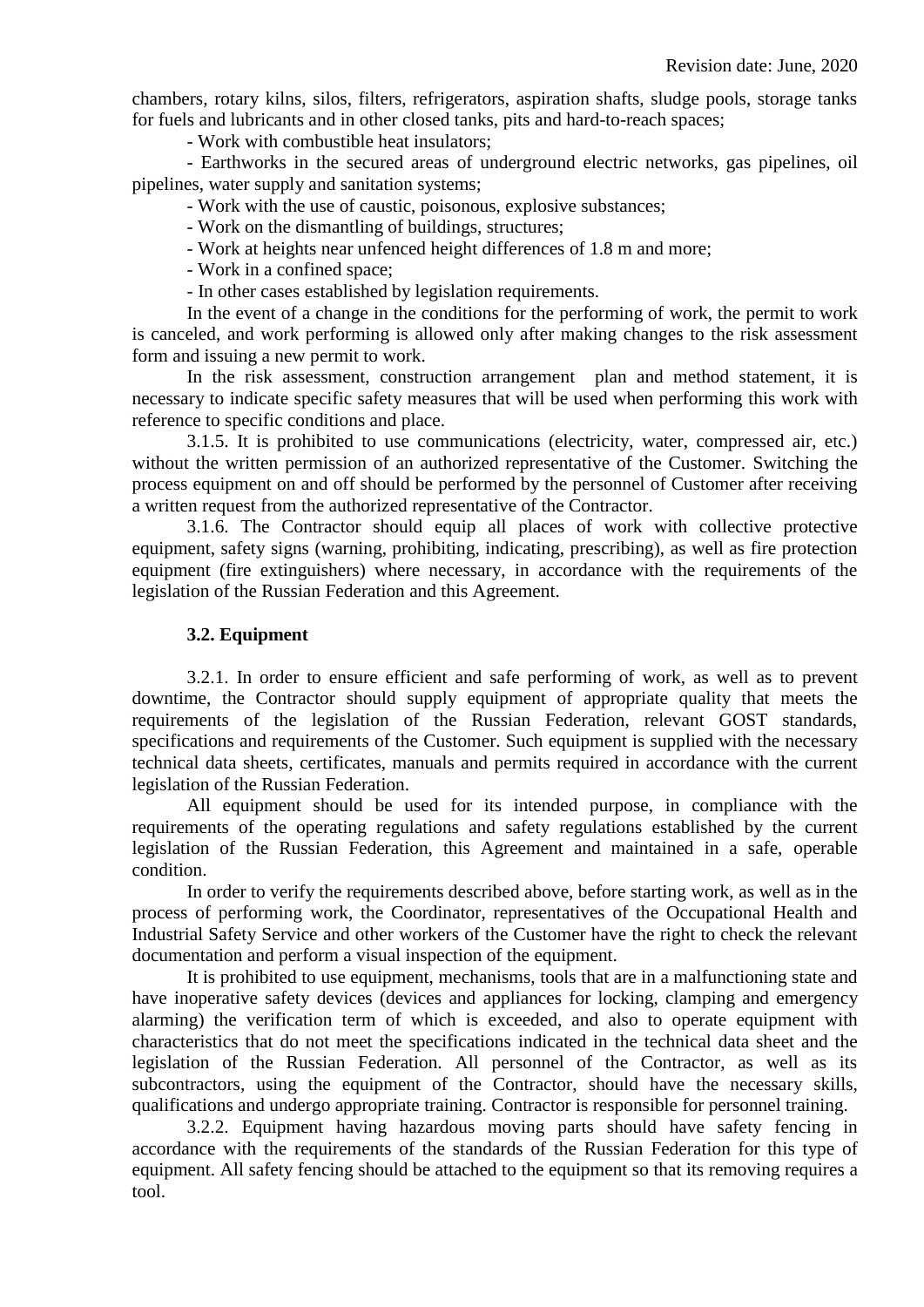chambers, rotary kilns, silos, filters, refrigerators, aspiration shafts, sludge pools, storage tanks for fuels and lubricants and in other closed tanks, pits and hard-to-reach spaces;

- Work with combustible heat insulators;
- Earthworks in the secured areas of underground electric networks, gas pipelines, oil pipelines, water supply and sanitation systems;
- Work with the use of caustic, poisonous, explosive substances;
- Work on the dismantling of buildings, structures;
- Work at heights near unfenced height differences of 1.8 m and more;
- Work in a confined space;
- In other cases established by legislation requirements.

In the event of a change in the conditions for the performing of work, the permit to work is canceled, and work performing is allowed only after making changes to the risk assessment form and issuing a new permit to work.

In the risk assessment, construction arrangement plan and method statement, it is necessary to indicate specific safety measures that will be used when performing this work with reference to specific conditions and place.

3.1.5. It is prohibited to use communications (electricity, water, compressed air, etc.) without the written permission of an authorized representative of the Customer. Switching the process equipment on and off should be performed by the personnel of Customer after receiving a written request from the authorized representative of the Contractor.

3.1.6. The Contractor should equip all places of work with collective protective equipment, safety signs (warning, prohibiting, indicating, prescribing), as well as fire protection equipment (fire extinguishers) where necessary, in accordance with the requirements of the legislation of the Russian Federation and this Agreement.

### 3.2. Equipment

3.2.1. In order to ensure efficient and safe performing of work, as well as to prevent downtime, the Contractor should supply equipment of appropriate quality that meets the requirements of the legislation of the Russian Federation, relevant GOST standards, specifications and requirements of the Customer. Such equipment is supplied with the necessary technical data sheets, certificates, manuals and permits required in accordance with the current legislation of the Russian Federation.

All equipment should be used for its intended purpose, in compliance with the requirements of the operating regulations and safety regulations established by the current legislation of the Russian Federation, this Agreement and maintained in a safe, operable condition.

In order to verify the requirements described above, before starting work, as well as in the process of performing work, the Coordinator, representatives of the Occupational Health and Industrial Safety Service and other workers of the Customer have the right to check the relevant documentation and perform a visual inspection of the equipment.

It is prohibited to use equipment, mechanisms, tools that are in a malfunctioning state and have inoperative safety devices (devices and appliances for locking, clamping and emergency alarming) the verification term of which is exceeded, and also to operate equipment with characteristics that do not meet the specifications indicated in the technical data sheet and the legislation of the Russian Federation. All personnel of the Contractor, as well as its subcontractors, using the equipment of the Contractor, should have the necessary skills, qualifications and undergo appropriate training. Contractor is responsible for personnel training.

3.2.2. Equipment having hazardous moving parts should have safety fencing in accordance with the requirements of the standards of the Russian Federation for this type of equipment. All safety fencing should be attached to the equipment so that its removing requires a tool.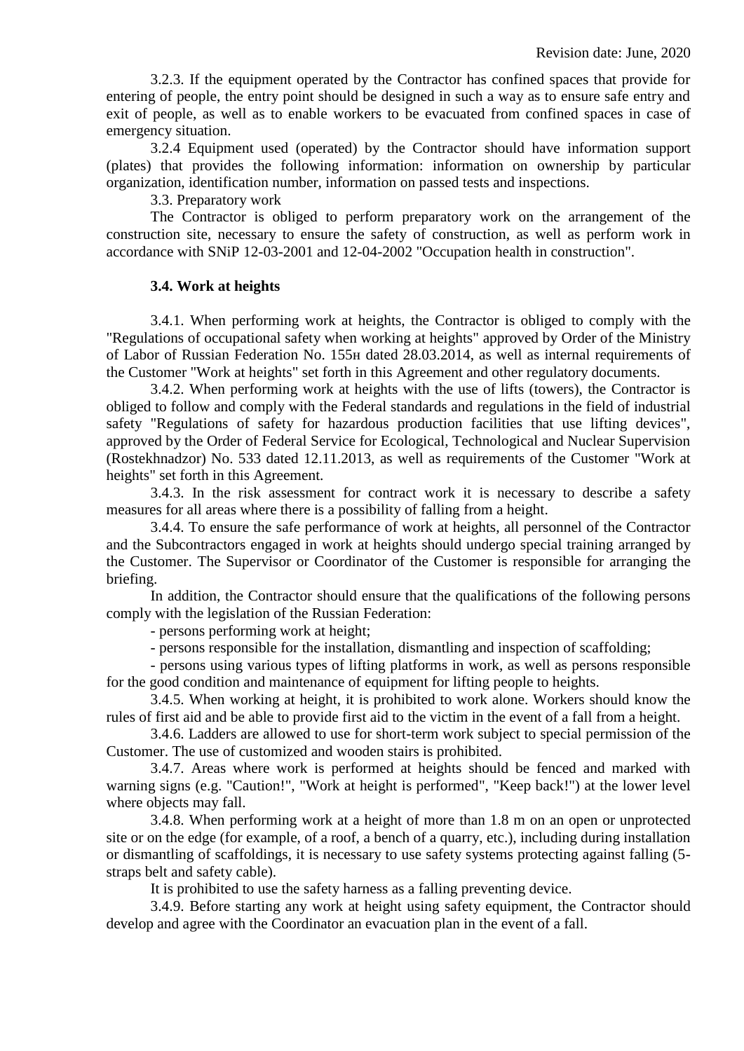3.2.3. If the equipment operated by the Contractor has confined spaces that provide for entering of people, the entry point should be designed in such a way as to ensure safe entry and exit of people, as well as to enable workers to be evacuated from confined spaces in case of emergency situation.

3.2.4 Equipment used (operated) by the Contractor should have information support (plates) that provides the following information: information on ownership by particular organization, identification number, information on passed tests and inspections.

3.3. Preparatory work

The Contractor is obliged to perform preparatory work on the arrangement of the construction site, necessary to ensure the safety of construction, as well as perform work in accordance with SNiP 12-03-2001 and 12-04-2002 "Occupation health in construction".

**3.4. Work at heights**

3.4.1. When performing work at heights, the Contractor is obliged to comply with the "Regulations of occupational safety when working at heights" approved by Order of the Ministry of Labor of Russian Federation No. 155н dated 28.03.2014, as well as internal requirements of the Customer "Work at heights" set forth in this Agreement and other regulatory documents.

3.4.2. When performing work at heights with the use of lifts (towers), the Contractor is obliged to follow and comply with the Federal standards and regulations in the field of industrial safety "Regulations of safety for hazardous production facilities that use lifting devices", approved by the Order of Federal Service for Ecological, Technological and Nuclear Supervision (Rostekhnadzor) No. 533 dated 12.11.2013, as well as requirements of the Customer "Work at heights" set forth in this Agreement.

3.4.3. In the risk assessment for contract work it is necessary to describe a safety measures for all areas where there is a possibility of falling from a height.

3.4.4. To ensure the safe performance of work at heights, all personnel of the Contractor and the Subcontractors engaged in work at heights should undergo special training arranged by the Customer. The Supervisor or Coordinator of the Customer is responsible for arranging the briefing.

In addition, the Contractor should ensure that the qualifications of the following persons comply with the legislation of the Russian Federation:

- persons performing work at height;
- persons responsible for the installation, dismantling and inspection of scaffolding;
- persons using various types of lifting platforms in work, as well as persons responsible for the good condition and maintenance of equipment for lifting people to heights.

3.4.5. When working at height, it is prohibited to work alone. Workers should know the rules of first aid and be able to provide first aid to the victim in the event of a fall from a height.

3.4.6. Ladders are allowed to use for short-term work subject to special permission of the Customer. The use of customized and wooden stairs is prohibited.

3.4.7. Areas where work is performed at heights should be fenced and marked with warning signs (e.g. "Caution!", "Work at height is performed", "Keep back!") at the lower level where objects may fall.

3.4.8. When performing work at a height of more than 1.8 m on an open or unprotected site or on the edge (for example, of a roof, a bench of a quarry, etc.), including during installation or dismantling of scaffoldings, it is necessary to use safety systems protecting against falling (5-straps belt and safety cable).

It is prohibited to use the safety harness as a falling preventing device.

3.4.9. Before starting any work at height using safety equipment, the Contractor should develop and agree with the Coordinator an evacuation plan in the event of a fall.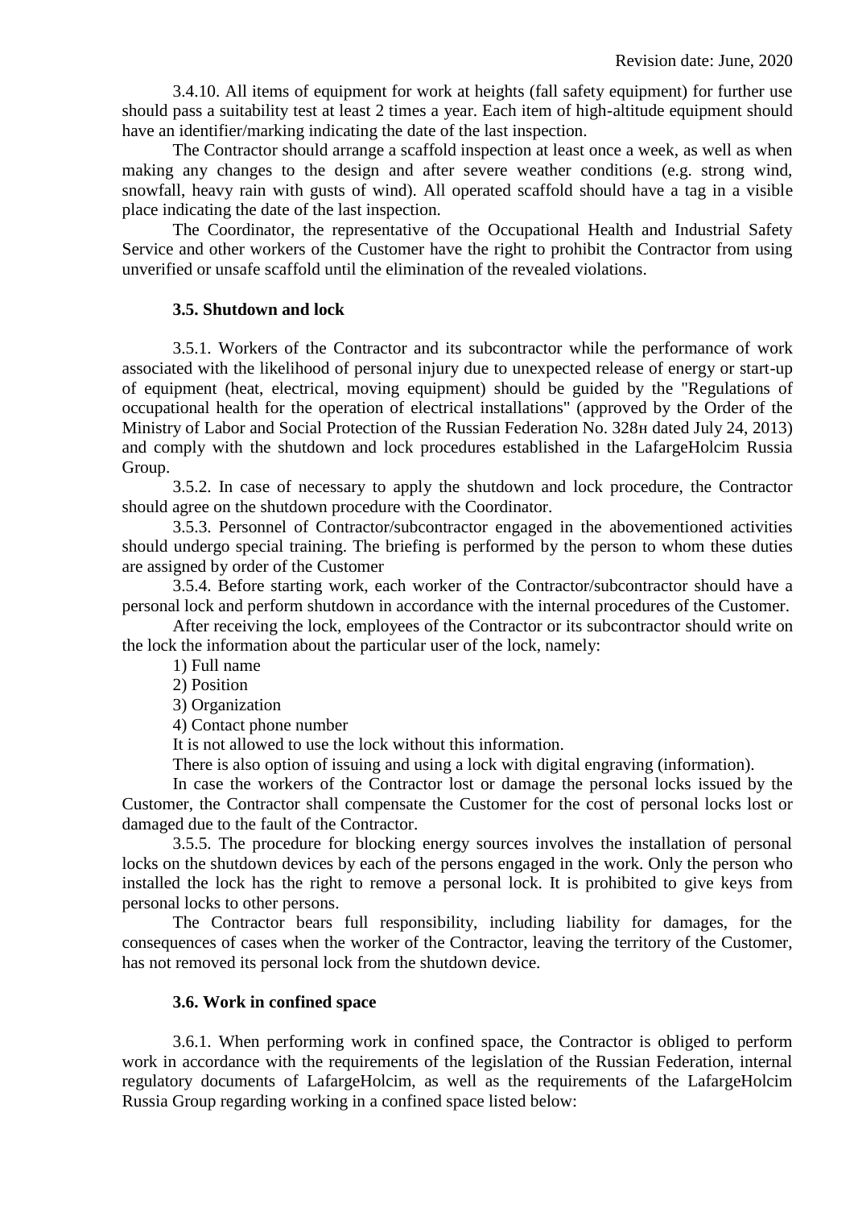3.4.10. All items of equipment for work at heights (fall safety equipment) for further use should pass a suitability test at least 2 times a year. Each item of high-altitude equipment should have an identifier/marking indicating the date of the last inspection.

The Contractor should arrange a scaffold inspection at least once a week, as well as when making any changes to the design and after severe weather conditions (e.g. strong wind, snowfall, heavy rain with gusts of wind). All operated scaffold should have a tag in a visible place indicating the date of the last inspection.

The Coordinator, the representative of the Occupational Health and Industrial Safety Service and other workers of the Customer have the right to prohibit the Contractor from using unverified or unsafe scaffold until the elimination of the revealed violations.

### 3.5. Shutdown and lock

3.5.1. Workers of the Contractor and its subcontractor while the performance of work associated with the likelihood of personal injury due to unexpected release of energy or start-up of equipment (heat, electrical, moving equipment) should be guided by the "Regulations of occupational health for the operation of electrical installations" (approved by the Order of the Ministry of Labor and Social Protection of the Russian Federation No. 328н dated July 24, 2013) and comply with the shutdown and lock procedures established in the LafargeHolcim Russia Group.

3.5.2. In case of necessary to apply the shutdown and lock procedure, the Contractor should agree on the shutdown procedure with the Coordinator.

3.5.3. Personnel of Contractor/subcontractor engaged in the abovementioned activities should undergo special training. The briefing is performed by the person to whom these duties are assigned by order of the Customer

3.5.4. Before starting work, each worker of the Contractor/subcontractor should have a personal lock and perform shutdown in accordance with the internal procedures of the Customer.

After receiving the lock, employees of the Contractor or its subcontractor should write on the lock the information about the particular user of the lock, namely:

1) Full name
2) Position
3) Organization
4) Contact phone number

It is not allowed to use the lock without this information.

There is also option of issuing and using a lock with digital engraving (information).

In case the workers of the Contractor lost or damage the personal locks issued by the Customer, the Contractor shall compensate the Customer for the cost of personal locks lost or damaged due to the fault of the Contractor.

3.5.5. The procedure for blocking energy sources involves the installation of personal locks on the shutdown devices by each of the persons engaged in the work. Only the person who installed the lock has the right to remove a personal lock. It is prohibited to give keys from personal locks to other persons.

The Contractor bears full responsibility, including liability for damages, for the consequences of cases when the worker of the Contractor, leaving the territory of the Customer, has not removed its personal lock from the shutdown device.

### 3.6. Work in confined space

3.6.1. When performing work in confined space, the Contractor is obliged to perform work in accordance with the requirements of the legislation of the Russian Federation, internal regulatory documents of LafargeHolcim, as well as the requirements of the LafargeHolcim Russia Group regarding working in a confined space listed below: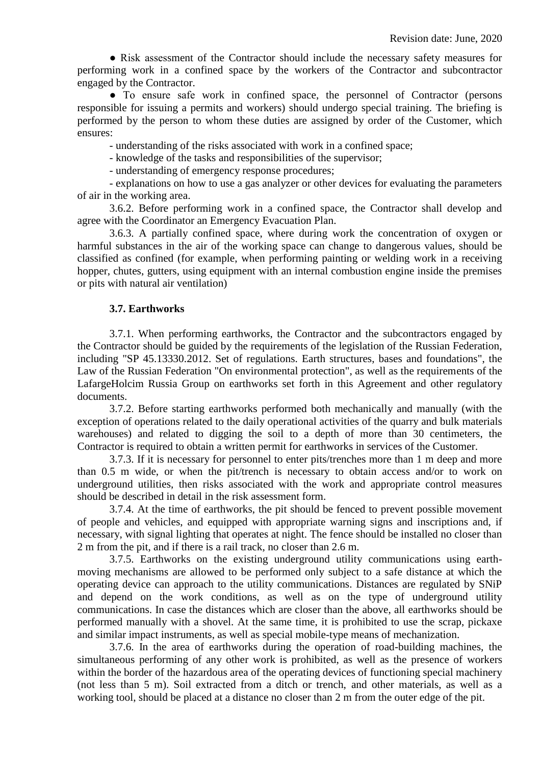● Risk assessment of the Contractor should include the necessary safety measures for performing work in a confined space by the workers of the Contractor and subcontractor engaged by the Contractor.

● To ensure safe work in confined space, the personnel of Contractor (persons responsible for issuing a permits and workers) should undergo special training. The briefing is performed by the person to whom these duties are assigned by order of the Customer, which ensures:

- understanding of the risks associated with work in a confined space;
- knowledge of the tasks and responsibilities of the supervisor;
- understanding of emergency response procedures;
- explanations on how to use a gas analyzer or other devices for evaluating the parameters of air in the working area.

3.6.2. Before performing work in a confined space, the Contractor shall develop and agree with the Coordinator an Emergency Evacuation Plan.

3.6.3. A partially confined space, where during work the concentration of oxygen or harmful substances in the air of the working space can change to dangerous values, should be classified as confined (for example, when performing painting or welding work in a receiving hopper, chutes, gutters, using equipment with an internal combustion engine inside the premises or pits with natural air ventilation)

### 3.7. Earthworks

3.7.1. When performing earthworks, the Contractor and the subcontractors engaged by the Contractor should be guided by the requirements of the legislation of the Russian Federation, including "SP 45.13330.2012. Set of regulations. Earth structures, bases and foundations", the Law of the Russian Federation "On environmental protection", as well as the requirements of the LafargeHolcim Russia Group on earthworks set forth in this Agreement and other regulatory documents.

3.7.2. Before starting earthworks performed both mechanically and manually (with the exception of operations related to the daily operational activities of the quarry and bulk materials warehouses) and related to digging the soil to a depth of more than 30 centimeters, the Contractor is required to obtain a written permit for earthworks in services of the Customer.

3.7.3. If it is necessary for personnel to enter pits/trenches more than 1 m deep and more than 0.5 m wide, or when the pit/trench is necessary to obtain access and/or to work on underground utilities, then risks associated with the work and appropriate control measures should be described in detail in the risk assessment form.

3.7.4. At the time of earthworks, the pit should be fenced to prevent possible movement of people and vehicles, and equipped with appropriate warning signs and inscriptions and, if necessary, with signal lighting that operates at night. The fence should be installed no closer than 2 m from the pit, and if there is a rail track, no closer than 2.6 m.

3.7.5. Earthworks on the existing underground utility communications using earth-moving mechanisms are allowed to be performed only subject to a safe distance at which the operating device can approach to the utility communications. Distances are regulated by SNiP and depend on the work conditions, as well as on the type of underground utility communications. In case the distances which are closer than the above, all earthworks should be performed manually with a shovel. At the same time, it is prohibited to use the scrap, pickaxe and similar impact instruments, as well as special mobile-type means of mechanization.

3.7.6. In the area of earthworks during the operation of road-building machines, the simultaneous performing of any other work is prohibited, as well as the presence of workers within the border of the hazardous area of the operating devices of functioning special machinery (not less than 5 m). Soil extracted from a ditch or trench, and other materials, as well as a working tool, should be placed at a distance no closer than 2 m from the outer edge of the pit.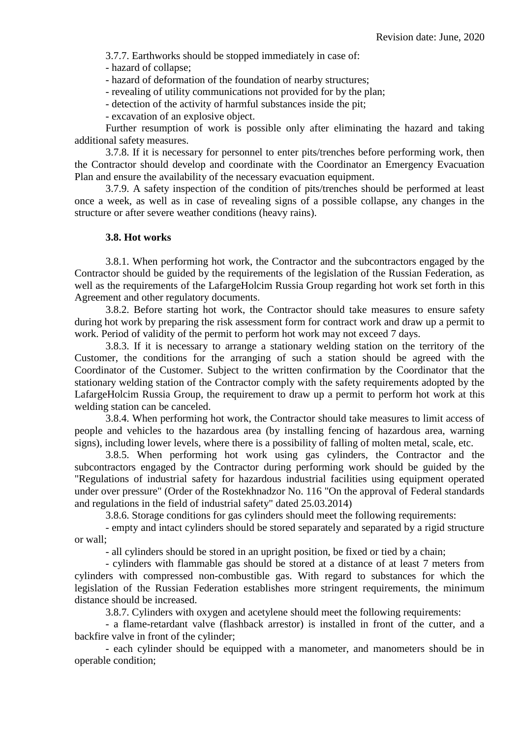3.7.7. Earthworks should be stopped immediately in case of:

- hazard of collapse;
- hazard of deformation of the foundation of nearby structures;
- revealing of utility communications not provided for by the plan;
- detection of the activity of harmful substances inside the pit;
- excavation of an explosive object.

Further resumption of work is possible only after eliminating the hazard and taking additional safety measures.

3.7.8. If it is necessary for personnel to enter pits/trenches before performing work, then the Contractor should develop and coordinate with the Coordinator an Emergency Evacuation Plan and ensure the availability of the necessary evacuation equipment.

3.7.9. A safety inspection of the condition of pits/trenches should be performed at least once a week, as well as in case of revealing signs of a possible collapse, any changes in the structure or after severe weather conditions (heavy rains).

### 3.8. Hot works

3.8.1. When performing hot work, the Contractor and the subcontractors engaged by the Contractor should be guided by the requirements of the legislation of the Russian Federation, as well as the requirements of the LafargeHolcim Russia Group regarding hot work set forth in this Agreement and other regulatory documents.

3.8.2. Before starting hot work, the Contractor should take measures to ensure safety during hot work by preparing the risk assessment form for contract work and draw up a permit to work. Period of validity of the permit to perform hot work may not exceed 7 days.

3.8.3. If it is necessary to arrange a stationary welding station on the territory of the Customer, the conditions for the arranging of such a station should be agreed with the Coordinator of the Customer. Subject to the written confirmation by the Coordinator that the stationary welding station of the Contractor comply with the safety requirements adopted by the LafargeHolcim Russia Group, the requirement to draw up a permit to perform hot work at this welding station can be canceled.

3.8.4. When performing hot work, the Contractor should take measures to limit access of people and vehicles to the hazardous area (by installing fencing of hazardous area, warning signs), including lower levels, where there is a possibility of falling of molten metal, scale, etc.

3.8.5. When performing hot work using gas cylinders, the Contractor and the subcontractors engaged by the Contractor during performing work should be guided by the "Regulations of industrial safety for hazardous industrial facilities using equipment operated under over pressure" (Order of the Rostekhnadzor No. 116 "On the approval of Federal standards and regulations in the field of industrial safety" dated 25.03.2014)

3.8.6. Storage conditions for gas cylinders should meet the following requirements:

- empty and intact cylinders should be stored separately and separated by a rigid structure or wall;
- all cylinders should be stored in an upright position, be fixed or tied by a chain;
- cylinders with flammable gas should be stored at a distance of at least 7 meters from cylinders with compressed non-combustible gas. With regard to substances for which the legislation of the Russian Federation establishes more stringent requirements, the minimum distance should be increased.

3.8.7. Cylinders with oxygen and acetylene should meet the following requirements:

- a flame-retardant valve (flashback arrestor) is installed in front of the cutter, and a backfire valve in front of the cylinder;
- each cylinder should be equipped with a manometer, and manometers should be in operable condition;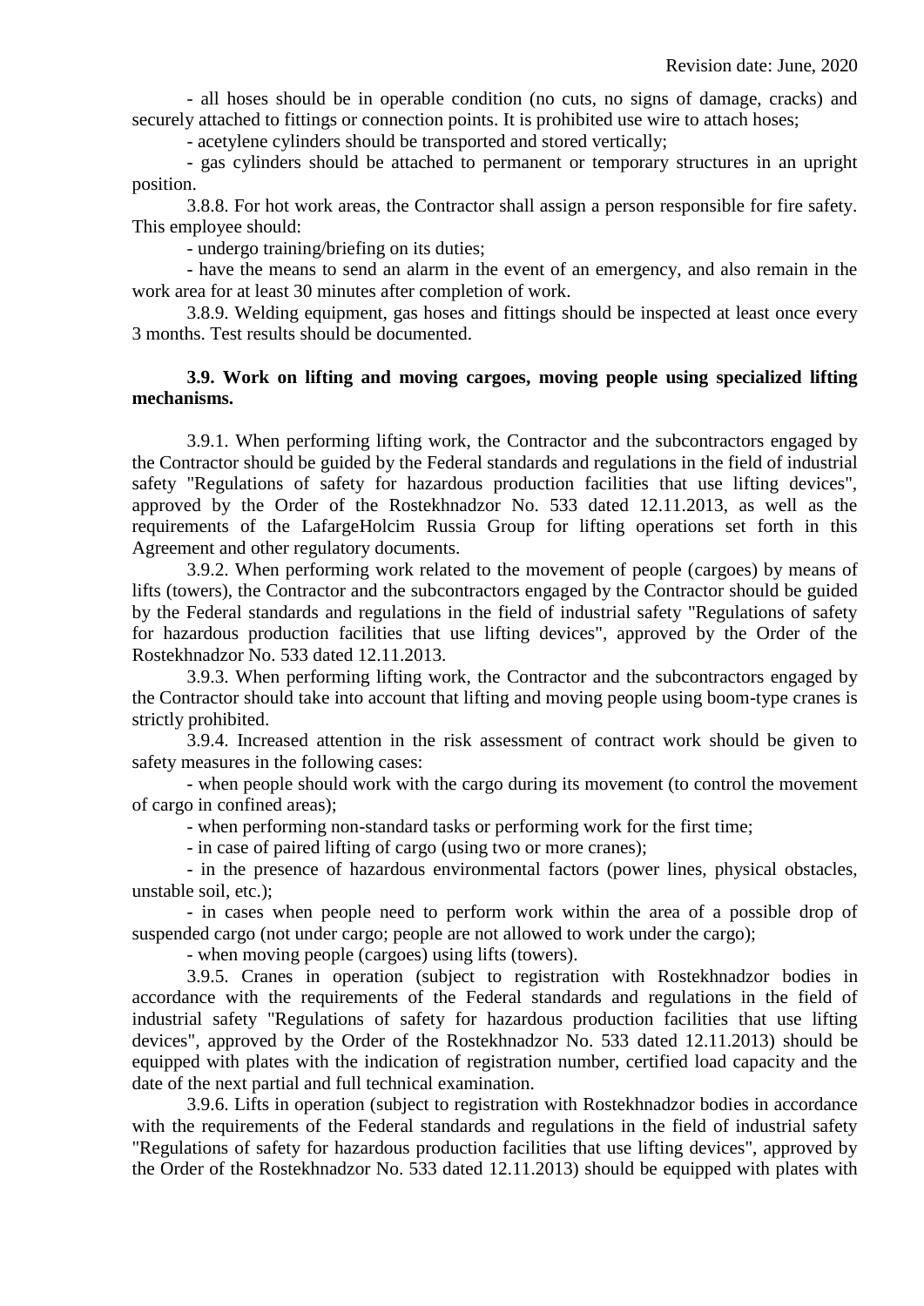- all hoses should be in operable condition (no cuts, no signs of damage, cracks) and securely attached to fittings or connection points. It is prohibited use wire to attach hoses;

- acetylene cylinders should be transported and stored vertically;

- gas cylinders should be attached to permanent or temporary structures in an upright position.

3.8.8. For hot work areas, the Contractor shall assign a person responsible for fire safety. This employee should:

- undergo training/briefing on its duties;

- have the means to send an alarm in the event of an emergency, and also remain in the work area for at least 30 minutes after completion of work.

3.8.9. Welding equipment, gas hoses and fittings should be inspected at least once every 3 months. Test results should be documented.

**3.9. Work on lifting and moving cargoes, moving people using specialized lifting mechanisms.**

3.9.1. When performing lifting work, the Contractor and the subcontractors engaged by the Contractor should be guided by the Federal standards and regulations in the field of industrial safety "Regulations of safety for hazardous production facilities that use lifting devices", approved by the Order of the Rostekhnadzor No. 533 dated 12.11.2013, as well as the requirements of the LafargeHolcim Russia Group for lifting operations set forth in this Agreement and other regulatory documents.

3.9.2. When performing work related to the movement of people (cargoes) by means of lifts (towers), the Contractor and the subcontractors engaged by the Contractor should be guided by the Federal standards and regulations in the field of industrial safety "Regulations of safety for hazardous production facilities that use lifting devices", approved by the Order of the Rostekhnadzor No. 533 dated 12.11.2013.

3.9.3. When performing lifting work, the Contractor and the subcontractors engaged by the Contractor should take into account that lifting and moving people using boom-type cranes is strictly prohibited.

3.9.4. Increased attention in the risk assessment of contract work should be given to safety measures in the following cases:

- when people should work with the cargo during its movement (to control the movement of cargo in confined areas);

- when performing non-standard tasks or performing work for the first time;

- in case of paired lifting of cargo (using two or more cranes);

- in the presence of hazardous environmental factors (power lines, physical obstacles, unstable soil, etc.);

- in cases when people need to perform work within the area of a possible drop of suspended cargo (not under cargo; people are not allowed to work under the cargo);

- when moving people (cargoes) using lifts (towers).

3.9.5. Cranes in operation (subject to registration with Rostekhnadzor bodies in accordance with the requirements of the Federal standards and regulations in the field of industrial safety "Regulations of safety for hazardous production facilities that use lifting devices", approved by the Order of the Rostekhnadzor No. 533 dated 12.11.2013) should be equipped with plates with the indication of registration number, certified load capacity and the date of the next partial and full technical examination.

3.9.6. Lifts in operation (subject to registration with Rostekhnadzor bodies in accordance with the requirements of the Federal standards and regulations in the field of industrial safety "Regulations of safety for hazardous production facilities that use lifting devices", approved by the Order of the Rostekhnadzor No. 533 dated 12.11.2013) should be equipped with plates with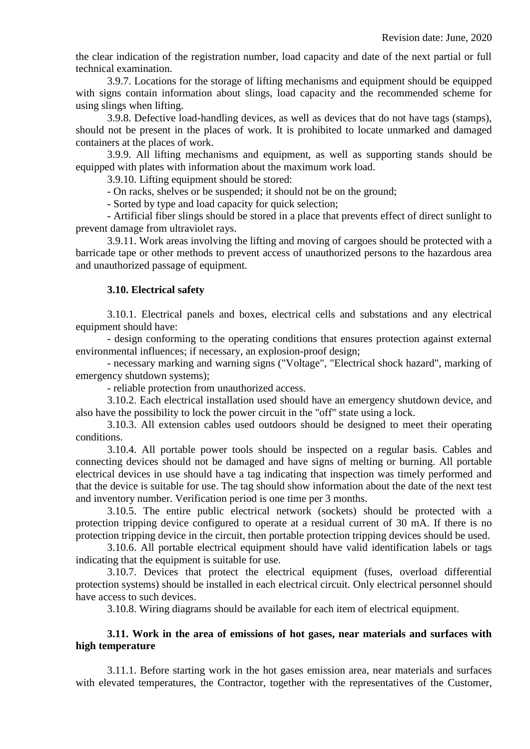the clear indication of the registration number, load capacity and date of the next partial or full technical examination.

3.9.7. Locations for the storage of lifting mechanisms and equipment should be equipped with signs contain information about slings, load capacity and the recommended scheme for using slings when lifting.

3.9.8. Defective load-handling devices, as well as devices that do not have tags (stamps), should not be present in the places of work. It is prohibited to locate unmarked and damaged containers at the places of work.

3.9.9. All lifting mechanisms and equipment, as well as supporting stands should be equipped with plates with information about the maximum work load.

3.9.10. Lifting equipment should be stored:

- On racks, shelves or be suspended; it should not be on the ground;
- Sorted by type and load capacity for quick selection;
- Artificial fiber slings should be stored in a place that prevents effect of direct sunlight to prevent damage from ultraviolet rays.

3.9.11. Work areas involving the lifting and moving of cargoes should be protected with a barricade tape or other methods to prevent access of unauthorized persons to the hazardous area and unauthorized passage of equipment.

### 3.10. Electrical safety

3.10.1. Electrical panels and boxes, electrical cells and substations and any electrical equipment should have:

- design conforming to the operating conditions that ensures protection against external environmental influences; if necessary, an explosion-proof design;
- necessary marking and warning signs ("Voltage", "Electrical shock hazard", marking of emergency shutdown systems);
- reliable protection from unauthorized access.

3.10.2. Each electrical installation used should have an emergency shutdown device, and also have the possibility to lock the power circuit in the "off" state using a lock.

3.10.3. All extension cables used outdoors should be designed to meet their operating conditions.

3.10.4. All portable power tools should be inspected on a regular basis. Cables and connecting devices should not be damaged and have signs of melting or burning. All portable electrical devices in use should have a tag indicating that inspection was timely performed and that the device is suitable for use. The tag should show information about the date of the next test and inventory number. Verification period is one time per 3 months.

3.10.5. The entire public electrical network (sockets) should be protected with a protection tripping device configured to operate at a residual current of 30 mA. If there is no protection tripping device in the circuit, then portable protection tripping devices should be used.

3.10.6. All portable electrical equipment should have valid identification labels or tags indicating that the equipment is suitable for use.

3.10.7. Devices that protect the electrical equipment (fuses, overload differential protection systems) should be installed in each electrical circuit. Only electrical personnel should have access to such devices.

3.10.8. Wiring diagrams should be available for each item of electrical equipment.

### 3.11. Work in the area of emissions of hot gases, near materials and surfaces with high temperature

3.11.1. Before starting work in the hot gases emission area, near materials and surfaces with elevated temperatures, the Contractor, together with the representatives of the Customer,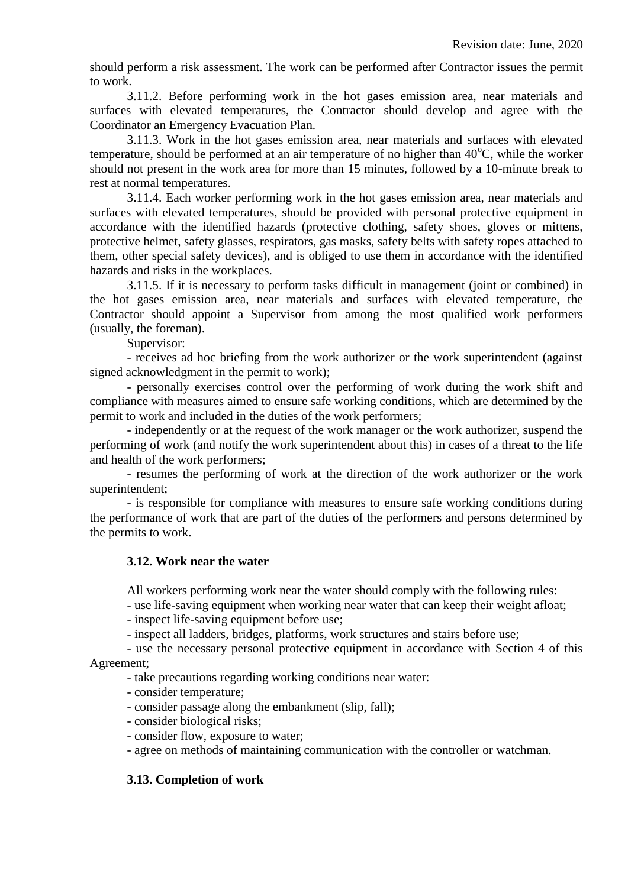should perform a risk assessment. The work can be performed after Contractor issues the permit to work.

3.11.2. Before performing work in the hot gases emission area, near materials and surfaces with elevated temperatures, the Contractor should develop and agree with the Coordinator an Emergency Evacuation Plan.

3.11.3. Work in the hot gases emission area, near materials and surfaces with elevated temperature, should be performed at an air temperature of no higher than 40°C, while the worker should not present in the work area for more than 15 minutes, followed by a 10-minute break to rest at normal temperatures.

3.11.4. Each worker performing work in the hot gases emission area, near materials and surfaces with elevated temperatures, should be provided with personal protective equipment in accordance with the identified hazards (protective clothing, safety shoes, gloves or mittens, protective helmet, safety glasses, respirators, gas masks, safety belts with safety ropes attached to them, other special safety devices), and is obliged to use them in accordance with the identified hazards and risks in the workplaces.

3.11.5. If it is necessary to perform tasks difficult in management (joint or combined) in the hot gases emission area, near materials and surfaces with elevated temperature, the Contractor should appoint a Supervisor from among the most qualified work performers (usually, the foreman).

Supervisor:

- receives ad hoc briefing from the work authorizer or the work superintendent (against signed acknowledgment in the permit to work);
- personally exercises control over the performing of work during the work shift and compliance with measures aimed to ensure safe working conditions, which are determined by the permit to work and included in the duties of the work performers;
- independently or at the request of the work manager or the work authorizer, suspend the performing of work (and notify the work superintendent about this) in cases of a threat to the life and health of the work performers;
- resumes the performing of work at the direction of the work authorizer or the work superintendent;
- is responsible for compliance with measures to ensure safe working conditions during the performance of work that are part of the duties of the performers and persons determined by the permits to work.

### 3.12. Work near the water

All workers performing work near the water should comply with the following rules:

- use life-saving equipment when working near water that can keep their weight afloat;
- inspect life-saving equipment before use;
- inspect all ladders, bridges, platforms, work structures and stairs before use;
- use the necessary personal protective equipment in accordance with Section 4 of this Agreement;
- take precautions regarding working conditions near water:
- consider temperature;
- consider passage along the embankment (slip, fall);
- consider biological risks;
- consider flow, exposure to water;
- agree on methods of maintaining communication with the controller or watchman.

### 3.13. Completion of work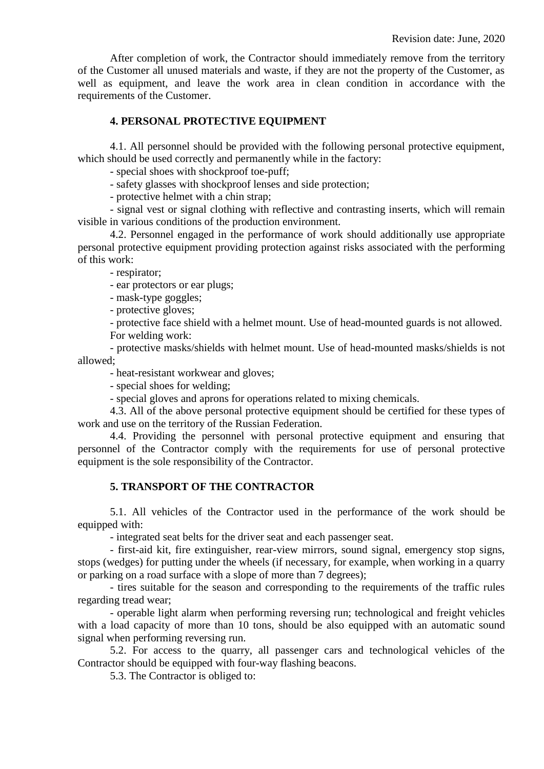After completion of work, the Contractor should immediately remove from the territory of the Customer all unused materials and waste, if they are not the property of the Customer, as well as equipment, and leave the work area in clean condition in accordance with the requirements of the Customer.

## 4. PERSONAL PROTECTIVE EQUIPMENT

4.1. All personnel should be provided with the following personal protective equipment, which should be used correctly and permanently while in the factory:

- special shoes with shockproof toe-puff;
- safety glasses with shockproof lenses and side protection;
- protective helmet with a chin strap;
- signal vest or signal clothing with reflective and contrasting inserts, which will remain visible in various conditions of the production environment.

4.2. Personnel engaged in the performance of work should additionally use appropriate personal protective equipment providing protection against risks associated with the performing of this work:

- respirator;
- ear protectors or ear plugs;
- mask-type goggles;
- protective gloves;
- protective face shield with a helmet mount. Use of head-mounted guards is not allowed.

For welding work:

- protective masks/shields with helmet mount. Use of head-mounted masks/shields is not allowed;
- heat-resistant workwear and gloves;
- special shoes for welding;
- special gloves and aprons for operations related to mixing chemicals.

4.3. All of the above personal protective equipment should be certified for these types of work and use on the territory of the Russian Federation.

4.4. Providing the personnel with personal protective equipment and ensuring that personnel of the Contractor comply with the requirements for use of personal protective equipment is the sole responsibility of the Contractor.

## 5. TRANSPORT OF THE CONTRACTOR

5.1. All vehicles of the Contractor used in the performance of the work should be equipped with:

- integrated seat belts for the driver seat and each passenger seat.
- first-aid kit, fire extinguisher, rear-view mirrors, sound signal, emergency stop signs, stops (wedges) for putting under the wheels (if necessary, for example, when working in a quarry or parking on a road surface with a slope of more than 7 degrees);
- tires suitable for the season and corresponding to the requirements of the traffic rules regarding tread wear;
- operable light alarm when performing reversing run; technological and freight vehicles with a load capacity of more than 10 tons, should be also equipped with an automatic sound signal when performing reversing run.

5.2. For access to the quarry, all passenger cars and technological vehicles of the Contractor should be equipped with four-way flashing beacons.

5.3. The Contractor is obliged to: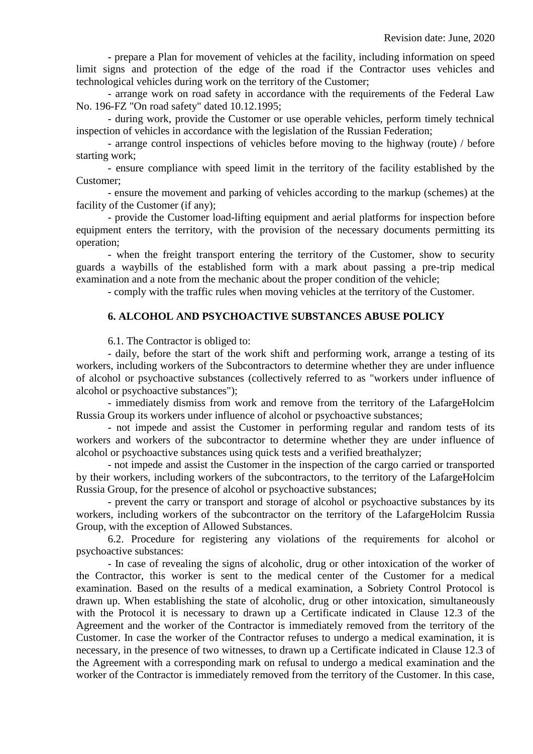- prepare a Plan for movement of vehicles at the facility, including information on speed limit signs and protection of the edge of the road if the Contractor uses vehicles and technological vehicles during work on the territory of the Customer;

- arrange work on road safety in accordance with the requirements of the Federal Law No. 196-FZ "On road safety" dated 10.12.1995;

- during work, provide the Customer or use operable vehicles, perform timely technical inspection of vehicles in accordance with the legislation of the Russian Federation;

- arrange control inspections of vehicles before moving to the highway (route) / before starting work;

- ensure compliance with speed limit in the territory of the facility established by the Customer;

- ensure the movement and parking of vehicles according to the markup (schemes) at the facility of the Customer (if any);

- provide the Customer load-lifting equipment and aerial platforms for inspection before equipment enters the territory, with the provision of the necessary documents permitting its operation;

- when the freight transport entering the territory of the Customer, show to security guards a waybills of the established form with a mark about passing a pre-trip medical examination and a note from the mechanic about the proper condition of the vehicle;

- comply with the traffic rules when moving vehicles at the territory of the Customer.

## 6. ALCOHOL AND PSYCHOACTIVE SUBSTANCES ABUSE POLICY

6.1. The Contractor is obliged to:

- daily, before the start of the work shift and performing work, arrange a testing of its workers, including workers of the Subcontractors to determine whether they are under influence of alcohol or psychoactive substances (collectively referred to as "workers under influence of alcohol or psychoactive substances");

- immediately dismiss from work and remove from the territory of the LafargeHolcim Russia Group its workers under influence of alcohol or psychoactive substances;

- not impede and assist the Customer in performing regular and random tests of its workers and workers of the subcontractor to determine whether they are under influence of alcohol or psychoactive substances using quick tests and a verified breathalyzer;

- not impede and assist the Customer in the inspection of the cargo carried or transported by their workers, including workers of the subcontractors, to the territory of the LafargeHolcim Russia Group, for the presence of alcohol or psychoactive substances;

- prevent the carry or transport and storage of alcohol or psychoactive substances by its workers, including workers of the subcontractor on the territory of the LafargeHolcim Russia Group, with the exception of Allowed Substances.

6.2. Procedure for registering any violations of the requirements for alcohol or psychoactive substances:

- In case of revealing the signs of alcoholic, drug or other intoxication of the worker of the Contractor, this worker is sent to the medical center of the Customer for a medical examination. Based on the results of a medical examination, a Sobriety Control Protocol is drawn up. When establishing the state of alcoholic, drug or other intoxication, simultaneously with the Protocol it is necessary to drawn up a Certificate indicated in Clause 12.3 of the Agreement and the worker of the Contractor is immediately removed from the territory of the Customer. In case the worker of the Contractor refuses to undergo a medical examination, it is necessary, in the presence of two witnesses, to drawn up a Certificate indicated in Clause 12.3 of the Agreement with a corresponding mark on refusal to undergo a medical examination and the worker of the Contractor is immediately removed from the territory of the Customer. In this case,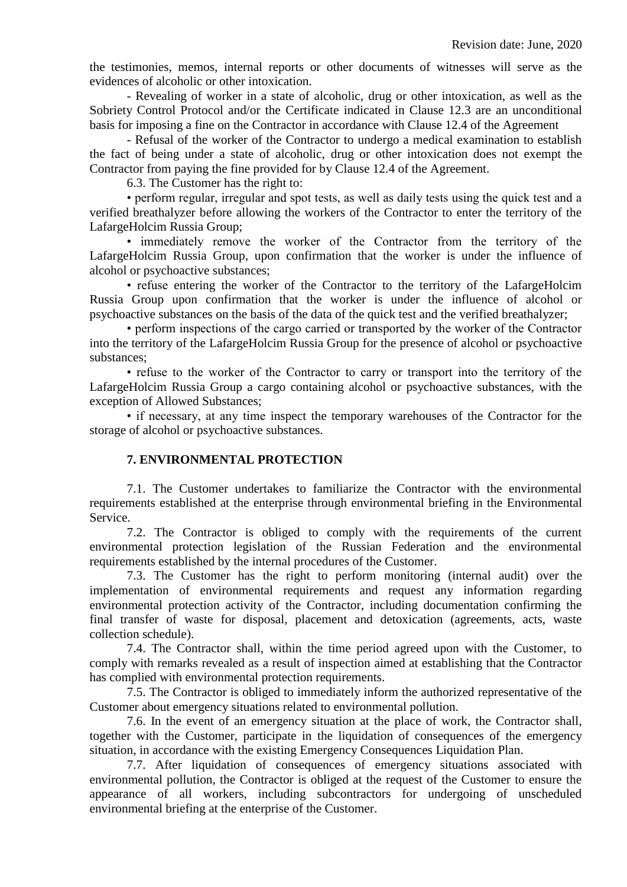the testimonies, memos, internal reports or other documents of witnesses will serve as the evidences of alcoholic or other intoxication.

- Revealing of worker in a state of alcoholic, drug or other intoxication, as well as the Sobriety Control Protocol and/or the Certificate indicated in Clause 12.3 are an unconditional basis for imposing a fine on the Contractor in accordance with Clause 12.4 of the Agreement

- Refusal of the worker of the Contractor to undergo a medical examination to establish the fact of being under a state of alcoholic, drug or other intoxication does not exempt the Contractor from paying the fine provided for by Clause 12.4 of the Agreement.

6.3. The Customer has the right to:

• perform regular, irregular and spot tests, as well as daily tests using the quick test and a verified breathalyzer before allowing the workers of the Contractor to enter the territory of the LafargeHolcim Russia Group;

• immediately remove the worker of the Contractor from the territory of the LafargeHolcim Russia Group, upon confirmation that the worker is under the influence of alcohol or psychoactive substances;

• refuse entering the worker of the Contractor to the territory of the LafargeHolcim Russia Group upon confirmation that the worker is under the influence of alcohol or psychoactive substances on the basis of the data of the quick test and the verified breathalyzer;

• perform inspections of the cargo carried or transported by the worker of the Contractor into the territory of the LafargeHolcim Russia Group for the presence of alcohol or psychoactive substances;

• refuse to the worker of the Contractor to carry or transport into the territory of the LafargeHolcim Russia Group a cargo containing alcohol or psychoactive substances, with the exception of Allowed Substances;

• if necessary, at any time inspect the temporary warehouses of the Contractor for the storage of alcohol or psychoactive substances.

## 7. ENVIRONMENTAL PROTECTION

7.1. The Customer undertakes to familiarize the Contractor with the environmental requirements established at the enterprise through environmental briefing in the Environmental Service.

7.2. The Contractor is obliged to comply with the requirements of the current environmental protection legislation of the Russian Federation and the environmental requirements established by the internal procedures of the Customer.

7.3. The Customer has the right to perform monitoring (internal audit) over the implementation of environmental requirements and request any information regarding environmental protection activity of the Contractor, including documentation confirming the final transfer of waste for disposal, placement and detoxication (agreements, acts, waste collection schedule).

7.4. The Contractor shall, within the time period agreed upon with the Customer, to comply with remarks revealed as a result of inspection aimed at establishing that the Contractor has complied with environmental protection requirements.

7.5. The Contractor is obliged to immediately inform the authorized representative of the Customer about emergency situations related to environmental pollution.

7.6. In the event of an emergency situation at the place of work, the Contractor shall, together with the Customer, participate in the liquidation of consequences of the emergency situation, in accordance with the existing Emergency Consequences Liquidation Plan.

7.7. After liquidation of consequences of emergency situations associated with environmental pollution, the Contractor is obliged at the request of the Customer to ensure the appearance of all workers, including subcontractors for undergoing of unscheduled environmental briefing at the enterprise of the Customer.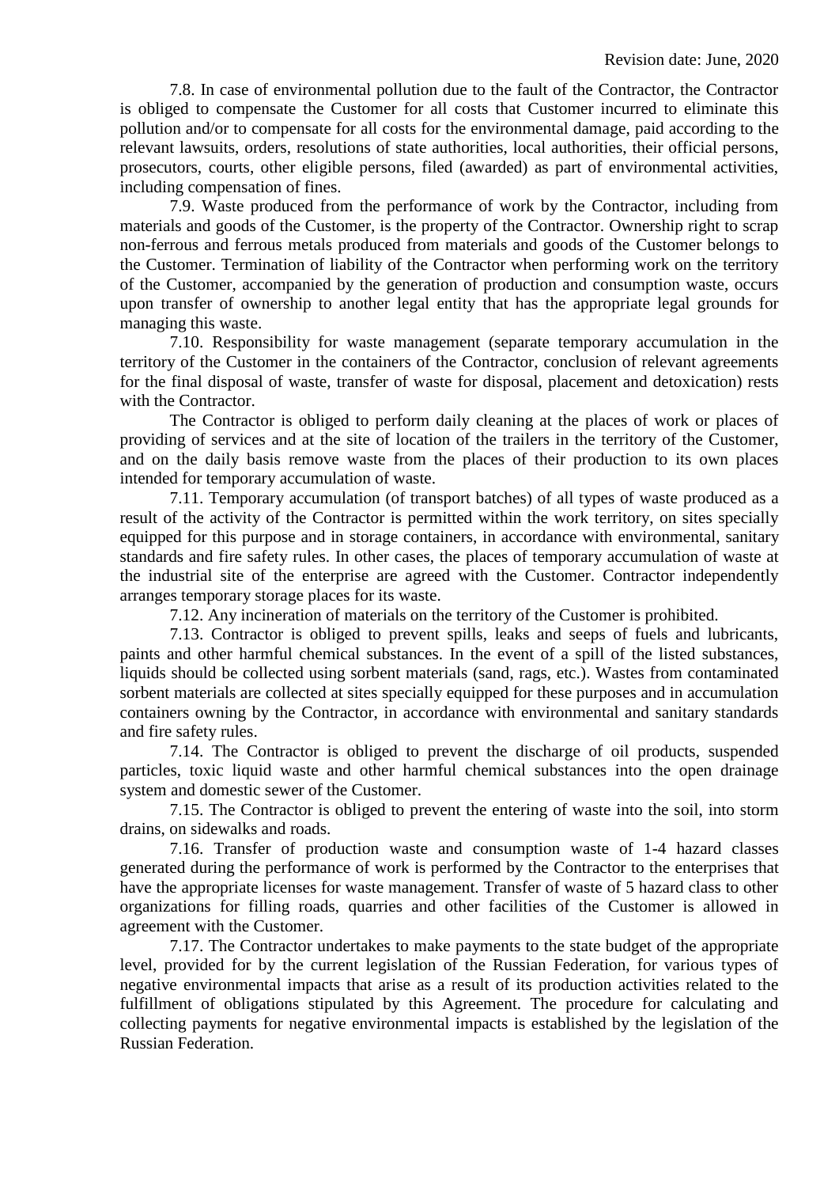7.8. In case of environmental pollution due to the fault of the Contractor, the Contractor is obliged to compensate the Customer for all costs that Customer incurred to eliminate this pollution and/or to compensate for all costs for the environmental damage, paid according to the relevant lawsuits, orders, resolutions of state authorities, local authorities, their official persons, prosecutors, courts, other eligible persons, filed (awarded) as part of environmental activities, including compensation of fines.

7.9. Waste produced from the performance of work by the Contractor, including from materials and goods of the Customer, is the property of the Contractor. Ownership right to scrap non-ferrous and ferrous metals produced from materials and goods of the Customer belongs to the Customer. Termination of liability of the Contractor when performing work on the territory of the Customer, accompanied by the generation of production and consumption waste, occurs upon transfer of ownership to another legal entity that has the appropriate legal grounds for managing this waste.

7.10. Responsibility for waste management (separate temporary accumulation in the territory of the Customer in the containers of the Contractor, conclusion of relevant agreements for the final disposal of waste, transfer of waste for disposal, placement and detoxication) rests with the Contractor.

The Contractor is obliged to perform daily cleaning at the places of work or places of providing of services and at the site of location of the trailers in the territory of the Customer, and on the daily basis remove waste from the places of their production to its own places intended for temporary accumulation of waste.

7.11. Temporary accumulation (of transport batches) of all types of waste produced as a result of the activity of the Contractor is permitted within the work territory, on sites specially equipped for this purpose and in storage containers, in accordance with environmental, sanitary standards and fire safety rules. In other cases, the places of temporary accumulation of waste at the industrial site of the enterprise are agreed with the Customer. Contractor independently arranges temporary storage places for its waste.

7.12. Any incineration of materials on the territory of the Customer is prohibited.

7.13. Contractor is obliged to prevent spills, leaks and seeps of fuels and lubricants, paints and other harmful chemical substances. In the event of a spill of the listed substances, liquids should be collected using sorbent materials (sand, rags, etc.). Wastes from contaminated sorbent materials are collected at sites specially equipped for these purposes and in accumulation containers owning by the Contractor, in accordance with environmental and sanitary standards and fire safety rules.

7.14. The Contractor is obliged to prevent the discharge of oil products, suspended particles, toxic liquid waste and other harmful chemical substances into the open drainage system and domestic sewer of the Customer.

7.15. The Contractor is obliged to prevent the entering of waste into the soil, into storm drains, on sidewalks and roads.

7.16. Transfer of production waste and consumption waste of 1-4 hazard classes generated during the performance of work is performed by the Contractor to the enterprises that have the appropriate licenses for waste management. Transfer of waste of 5 hazard class to other organizations for filling roads, quarries and other facilities of the Customer is allowed in agreement with the Customer.

7.17. The Contractor undertakes to make payments to the state budget of the appropriate level, provided for by the current legislation of the Russian Federation, for various types of negative environmental impacts that arise as a result of its production activities related to the fulfillment of obligations stipulated by this Agreement. The procedure for calculating and collecting payments for negative environmental impacts is established by the legislation of the Russian Federation.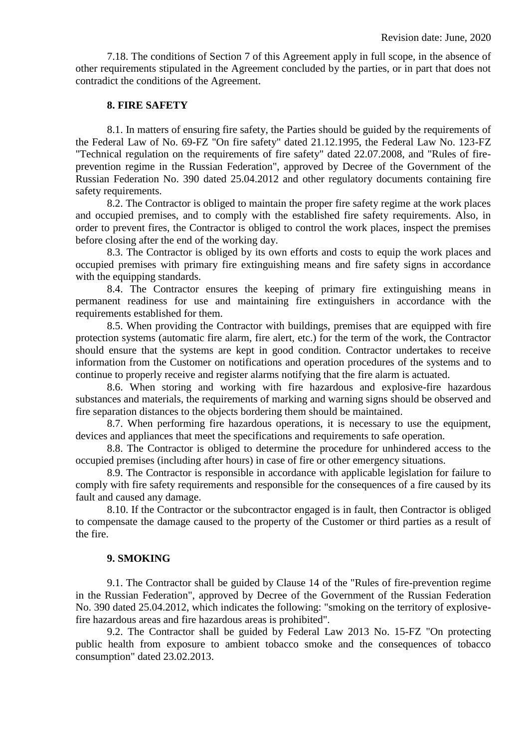7.18. The conditions of Section 7 of this Agreement apply in full scope, in the absence of other requirements stipulated in the Agreement concluded by the parties, or in part that does not contradict the conditions of the Agreement.

## 8. FIRE SAFETY

8.1. In matters of ensuring fire safety, the Parties should be guided by the requirements of the Federal Law of No. 69-FZ "On fire safety" dated 21.12.1995, the Federal Law No. 123-FZ "Technical regulation on the requirements of fire safety" dated 22.07.2008, and "Rules of fire-prevention regime in the Russian Federation", approved by Decree of the Government of the Russian Federation No. 390 dated 25.04.2012 and other regulatory documents containing fire safety requirements.

8.2. The Contractor is obliged to maintain the proper fire safety regime at the work places and occupied premises, and to comply with the established fire safety requirements. Also, in order to prevent fires, the Contractor is obliged to control the work places, inspect the premises before closing after the end of the working day.

8.3. The Contractor is obliged by its own efforts and costs to equip the work places and occupied premises with primary fire extinguishing means and fire safety signs in accordance with the equipping standards.

8.4. The Contractor ensures the keeping of primary fire extinguishing means in permanent readiness for use and maintaining fire extinguishers in accordance with the requirements established for them.

8.5. When providing the Contractor with buildings, premises that are equipped with fire protection systems (automatic fire alarm, fire alert, etc.) for the term of the work, the Contractor should ensure that the systems are kept in good condition. Contractor undertakes to receive information from the Customer on notifications and operation procedures of the systems and to continue to properly receive and register alarms notifying that the fire alarm is actuated.

8.6. When storing and working with fire hazardous and explosive-fire hazardous substances and materials, the requirements of marking and warning signs should be observed and fire separation distances to the objects bordering them should be maintained.

8.7. When performing fire hazardous operations, it is necessary to use the equipment, devices and appliances that meet the specifications and requirements to safe operation.

8.8. The Contractor is obliged to determine the procedure for unhindered access to the occupied premises (including after hours) in case of fire or other emergency situations.

8.9. The Contractor is responsible in accordance with applicable legislation for failure to comply with fire safety requirements and responsible for the consequences of a fire caused by its fault and caused any damage.

8.10. If the Contractor or the subcontractor engaged is in fault, then Contractor is obliged to compensate the damage caused to the property of the Customer or third parties as a result of the fire.

## 9. SMOKING

9.1. The Contractor shall be guided by Clause 14 of the "Rules of fire-prevention regime in the Russian Federation", approved by Decree of the Government of the Russian Federation No. 390 dated 25.04.2012, which indicates the following: "smoking on the territory of explosive-fire hazardous areas and fire hazardous areas is prohibited".

9.2. The Contractor shall be guided by Federal Law 2013 No. 15-FZ "On protecting public health from exposure to ambient tobacco smoke and the consequences of tobacco consumption" dated 23.02.2013.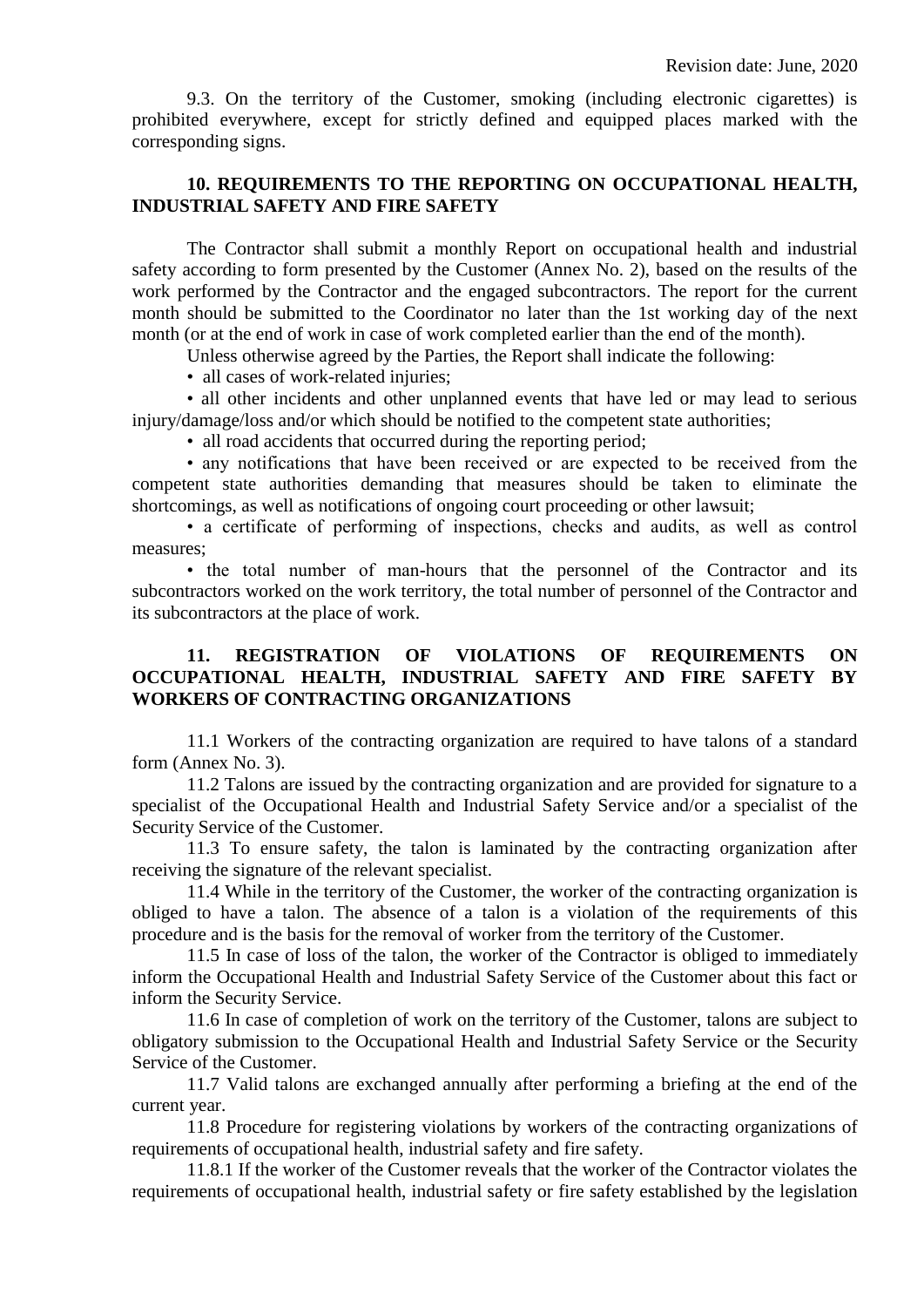9.3. On the territory of the Customer, smoking (including electronic cigarettes) is prohibited everywhere, except for strictly defined and equipped places marked with the corresponding signs.

## 10. REQUIREMENTS TO THE REPORTING ON OCCUPATIONAL HEALTH, INDUSTRIAL SAFETY AND FIRE SAFETY

The Contractor shall submit a monthly Report on occupational health and industrial safety according to form presented by the Customer (Annex No. 2), based on the results of the work performed by the Contractor and the engaged subcontractors. The report for the current month should be submitted to the Coordinator no later than the 1st working day of the next month (or at the end of work in case of work completed earlier than the end of the month).

Unless otherwise agreed by the Parties, the Report shall indicate the following:

- all cases of work-related injuries;
- all other incidents and other unplanned events that have led or may lead to serious injury/damage/loss and/or which should be notified to the competent state authorities;
- all road accidents that occurred during the reporting period;
- any notifications that have been received or are expected to be received from the competent state authorities demanding that measures should be taken to eliminate the shortcomings, as well as notifications of ongoing court proceeding or other lawsuit;
- a certificate of performing of inspections, checks and audits, as well as control measures;
- the total number of man-hours that the personnel of the Contractor and its subcontractors worked on the work territory, the total number of personnel of the Contractor and its subcontractors at the place of work.

## 11. REGISTRATION OF VIOLATIONS OF REQUIREMENTS ON OCCUPATIONAL HEALTH, INDUSTRIAL SAFETY AND FIRE SAFETY BY WORKERS OF CONTRACTING ORGANIZATIONS

11.1 Workers of the contracting organization are required to have talons of a standard form (Annex No. 3).

11.2 Talons are issued by the contracting organization and are provided for signature to a specialist of the Occupational Health and Industrial Safety Service and/or a specialist of the Security Service of the Customer.

11.3 To ensure safety, the talon is laminated by the contracting organization after receiving the signature of the relevant specialist.

11.4 While in the territory of the Customer, the worker of the contracting organization is obliged to have a talon. The absence of a talon is a violation of the requirements of this procedure and is the basis for the removal of worker from the territory of the Customer.

11.5 In case of loss of the talon, the worker of the Contractor is obliged to immediately inform the Occupational Health and Industrial Safety Service of the Customer about this fact or inform the Security Service.

11.6 In case of completion of work on the territory of the Customer, talons are subject to obligatory submission to the Occupational Health and Industrial Safety Service or the Security Service of the Customer.

11.7 Valid talons are exchanged annually after performing a briefing at the end of the current year.

11.8 Procedure for registering violations by workers of the contracting organizations of requirements of occupational health, industrial safety and fire safety.

11.8.1 If the worker of the Customer reveals that the worker of the Contractor violates the requirements of occupational health, industrial safety or fire safety established by the legislation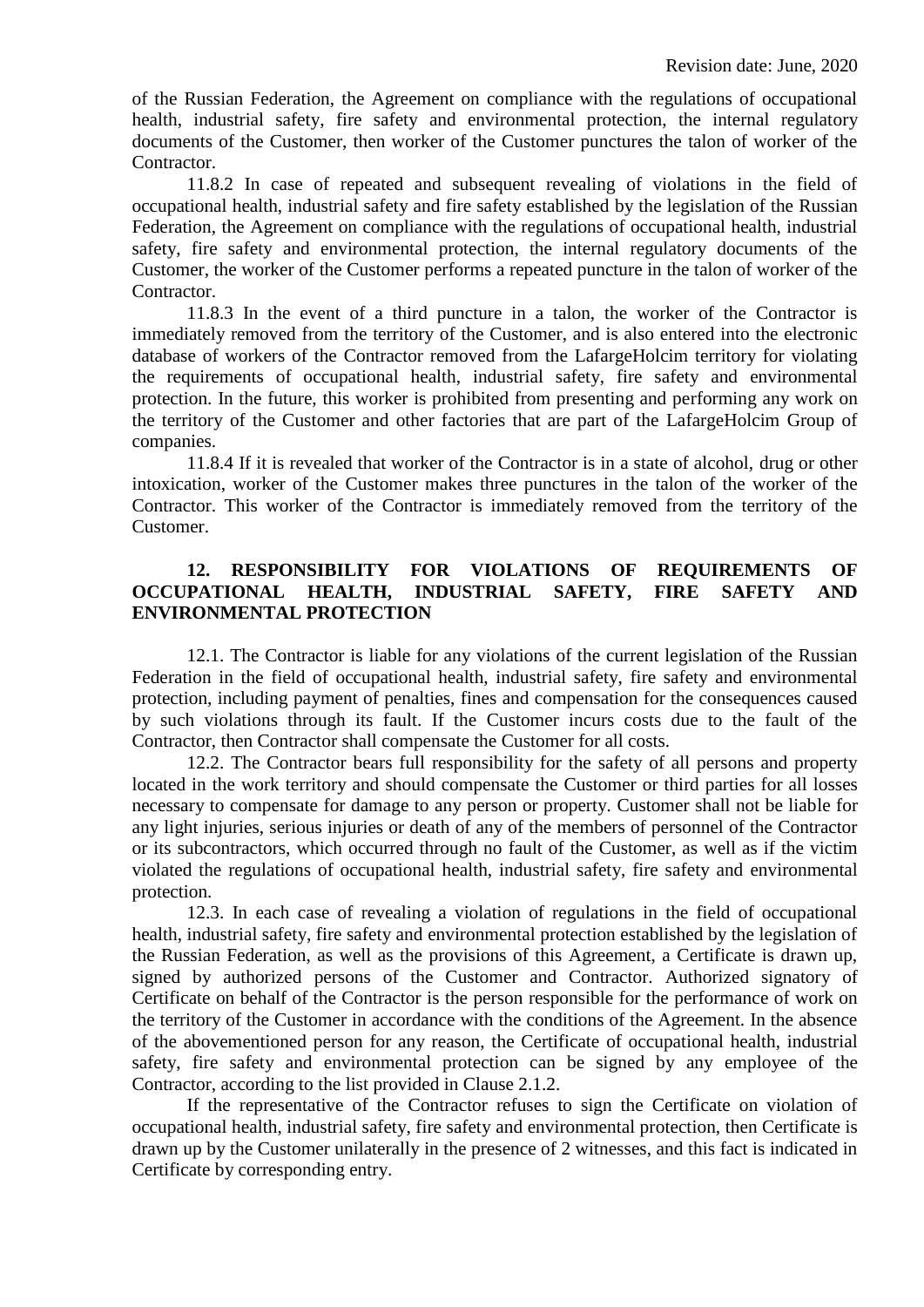of the Russian Federation, the Agreement on compliance with the regulations of occupational health, industrial safety, fire safety and environmental protection, the internal regulatory documents of the Customer, then worker of the Customer punctures the talon of worker of the Contractor.

11.8.2 In case of repeated and subsequent revealing of violations in the field of occupational health, industrial safety and fire safety established by the legislation of the Russian Federation, the Agreement on compliance with the regulations of occupational health, industrial safety, fire safety and environmental protection, the internal regulatory documents of the Customer, the worker of the Customer performs a repeated puncture in the talon of worker of the Contractor.

11.8.3 In the event of a third puncture in a talon, the worker of the Contractor is immediately removed from the territory of the Customer, and is also entered into the electronic database of workers of the Contractor removed from the LafargeHolcim territory for violating the requirements of occupational health, industrial safety, fire safety and environmental protection. In the future, this worker is prohibited from presenting and performing any work on the territory of the Customer and other factories that are part of the LafargeHolcim Group of companies.

11.8.4 If it is revealed that worker of the Contractor is in a state of alcohol, drug or other intoxication, worker of the Customer makes three punctures in the talon of the worker of the Contractor. This worker of the Contractor is immediately removed from the territory of the Customer.

## 12. RESPONSIBILITY FOR VIOLATIONS OF REQUIREMENTS OF OCCUPATIONAL HEALTH, INDUSTRIAL SAFETY, FIRE SAFETY AND ENVIRONMENTAL PROTECTION

12.1. The Contractor is liable for any violations of the current legislation of the Russian Federation in the field of occupational health, industrial safety, fire safety and environmental protection, including payment of penalties, fines and compensation for the consequences caused by such violations through its fault. If the Customer incurs costs due to the fault of the Contractor, then Contractor shall compensate the Customer for all costs.

12.2. The Contractor bears full responsibility for the safety of all persons and property located in the work territory and should compensate the Customer or third parties for all losses necessary to compensate for damage to any person or property. Customer shall not be liable for any light injuries, serious injuries or death of any of the members of personnel of the Contractor or its subcontractors, which occurred through no fault of the Customer, as well as if the victim violated the regulations of occupational health, industrial safety, fire safety and environmental protection.

12.3. In each case of revealing a violation of regulations in the field of occupational health, industrial safety, fire safety and environmental protection established by the legislation of the Russian Federation, as well as the provisions of this Agreement, a Certificate is drawn up, signed by authorized persons of the Customer and Contractor. Authorized signatory of Certificate on behalf of the Contractor is the person responsible for the performance of work on the territory of the Customer in accordance with the conditions of the Agreement. In the absence of the abovementioned person for any reason, the Certificate of occupational health, industrial safety, fire safety and environmental protection can be signed by any employee of the Contractor, according to the list provided in Clause 2.1.2.

If the representative of the Contractor refuses to sign the Certificate on violation of occupational health, industrial safety, fire safety and environmental protection, then Certificate is drawn up by the Customer unilaterally in the presence of 2 witnesses, and this fact is indicated in Certificate by corresponding entry.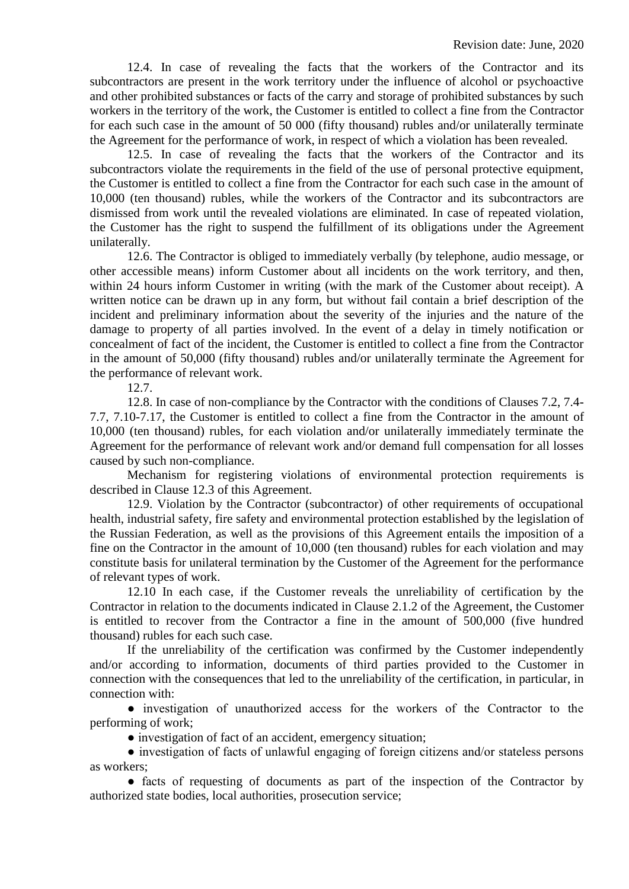12.4. In case of revealing the facts that the workers of the Contractor and its subcontractors are present in the work territory under the influence of alcohol or psychoactive and other prohibited substances or facts of the carry and storage of prohibited substances by such workers in the territory of the work, the Customer is entitled to collect a fine from the Contractor for each such case in the amount of 50 000 (fifty thousand) rubles and/or unilaterally terminate the Agreement for the performance of work, in respect of which a violation has been revealed.

12.5. In case of revealing the facts that the workers of the Contractor and its subcontractors violate the requirements in the field of the use of personal protective equipment, the Customer is entitled to collect a fine from the Contractor for each such case in the amount of 10,000 (ten thousand) rubles, while the workers of the Contractor and its subcontractors are dismissed from work until the revealed violations are eliminated. In case of repeated violation, the Customer has the right to suspend the fulfillment of its obligations under the Agreement unilaterally.

12.6. The Contractor is obliged to immediately verbally (by telephone, audio message, or other accessible means) inform Customer about all incidents on the work territory, and then, within 24 hours inform Customer in writing (with the mark of the Customer about receipt). A written notice can be drawn up in any form, but without fail contain a brief description of the incident and preliminary information about the severity of the injuries and the nature of the damage to property of all parties involved. In the event of a delay in timely notification or concealment of fact of the incident, the Customer is entitled to collect a fine from the Contractor in the amount of 50,000 (fifty thousand) rubles and/or unilaterally terminate the Agreement for the performance of relevant work.

12.7.

12.8. In case of non-compliance by the Contractor with the conditions of Clauses 7.2, 7.4-7.7, 7.10-7.17, the Customer is entitled to collect a fine from the Contractor in the amount of 10,000 (ten thousand) rubles, for each violation and/or unilaterally immediately terminate the Agreement for the performance of relevant work and/or demand full compensation for all losses caused by such non-compliance.

Mechanism for registering violations of environmental protection requirements is described in Clause 12.3 of this Agreement.

12.9. Violation by the Contractor (subcontractor) of other requirements of occupational health, industrial safety, fire safety and environmental protection established by the legislation of the Russian Federation, as well as the provisions of this Agreement entails the imposition of a fine on the Contractor in the amount of 10,000 (ten thousand) rubles for each violation and may constitute basis for unilateral termination by the Customer of the Agreement for the performance of relevant types of work.

12.10 In each case, if the Customer reveals the unreliability of certification by the Contractor in relation to the documents indicated in Clause 2.1.2 of the Agreement, the Customer is entitled to recover from the Contractor a fine in the amount of 500,000 (five hundred thousand) rubles for each such case.

If the unreliability of the certification was confirmed by the Customer independently and/or according to information, documents of third parties provided to the Customer in connection with the consequences that led to the unreliability of the certification, in particular, in connection with:

- investigation of unauthorized access for the workers of the Contractor to the performing of work;
- investigation of fact of an accident, emergency situation;
- investigation of facts of unlawful engaging of foreign citizens and/or stateless persons as workers;
- facts of requesting of documents as part of the inspection of the Contractor by authorized state bodies, local authorities, prosecution service;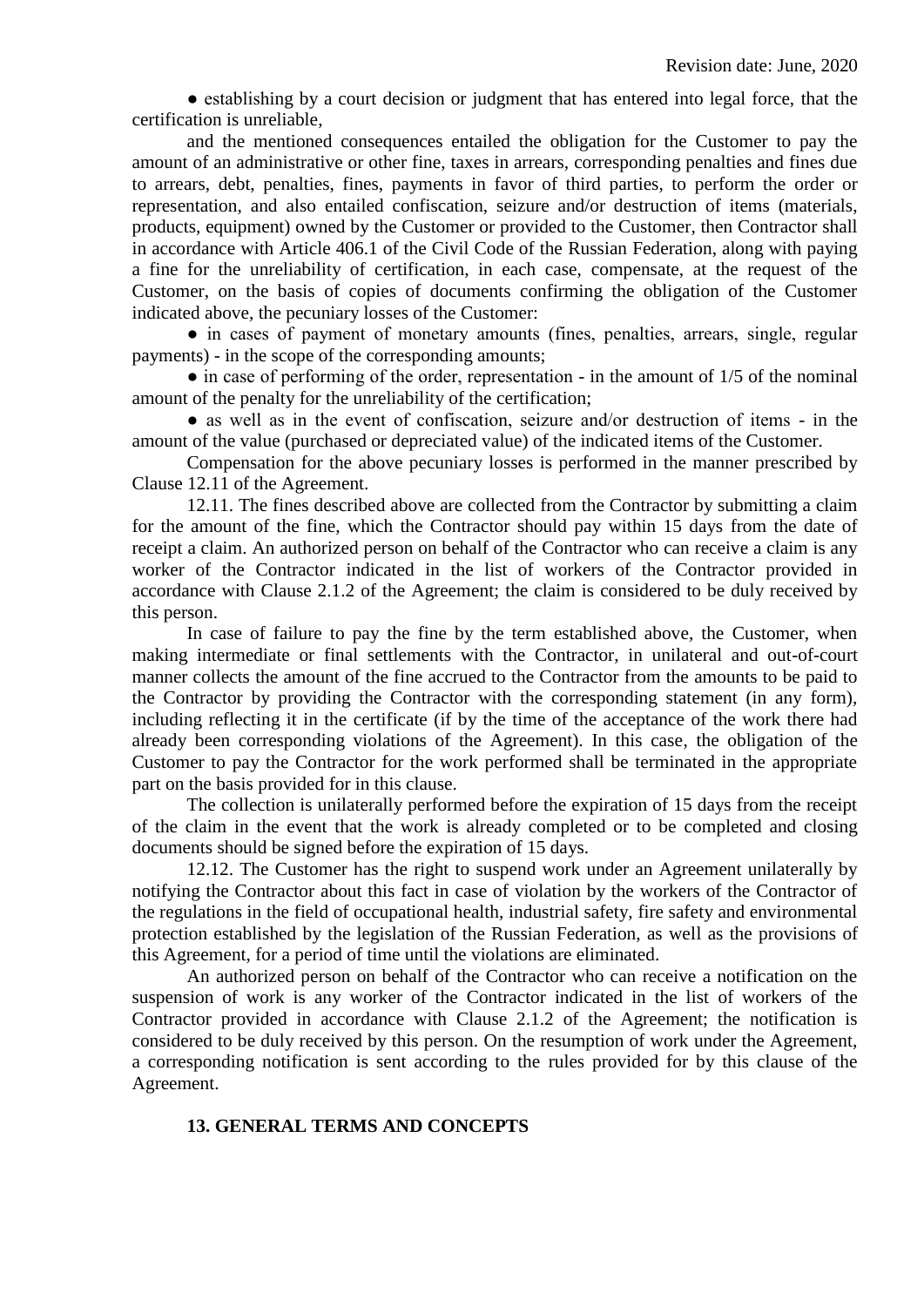● establishing by a court decision or judgment that has entered into legal force, that the certification is unreliable,

and the mentioned consequences entailed the obligation for the Customer to pay the amount of an administrative or other fine, taxes in arrears, corresponding penalties and fines due to arrears, debt, penalties, fines, payments in favor of third parties, to perform the order or representation, and also entailed confiscation, seizure and/or destruction of items (materials, products, equipment) owned by the Customer or provided to the Customer, then Contractor shall in accordance with Article 406.1 of the Civil Code of the Russian Federation, along with paying a fine for the unreliability of certification, in each case, compensate, at the request of the Customer, on the basis of copies of documents confirming the obligation of the Customer indicated above, the pecuniary losses of the Customer:

● in cases of payment of monetary amounts (fines, penalties, arrears, single, regular payments) - in the scope of the corresponding amounts;

● in case of performing of the order, representation - in the amount of 1/5 of the nominal amount of the penalty for the unreliability of the certification;

● as well as in the event of confiscation, seizure and/or destruction of items - in the amount of the value (purchased or depreciated value) of the indicated items of the Customer.

Compensation for the above pecuniary losses is performed in the manner prescribed by Clause 12.11 of the Agreement.

12.11. The fines described above are collected from the Contractor by submitting a claim for the amount of the fine, which the Contractor should pay within 15 days from the date of receipt a claim. An authorized person on behalf of the Contractor who can receive a claim is any worker of the Contractor indicated in the list of workers of the Contractor provided in accordance with Clause 2.1.2 of the Agreement; the claim is considered to be duly received by this person.

In case of failure to pay the fine by the term established above, the Customer, when making intermediate or final settlements with the Contractor, in unilateral and out-of-court manner collects the amount of the fine accrued to the Contractor from the amounts to be paid to the Contractor by providing the Contractor with the corresponding statement (in any form), including reflecting it in the certificate (if by the time of the acceptance of the work there had already been corresponding violations of the Agreement). In this case, the obligation of the Customer to pay the Contractor for the work performed shall be terminated in the appropriate part on the basis provided for in this clause.

The collection is unilaterally performed before the expiration of 15 days from the receipt of the claim in the event that the work is already completed or to be completed and closing documents should be signed before the expiration of 15 days.

12.12. The Customer has the right to suspend work under an Agreement unilaterally by notifying the Contractor about this fact in case of violation by the workers of the Contractor of the regulations in the field of occupational health, industrial safety, fire safety and environmental protection established by the legislation of the Russian Federation, as well as the provisions of this Agreement, for a period of time until the violations are eliminated.

An authorized person on behalf of the Contractor who can receive a notification on the suspension of work is any worker of the Contractor indicated in the list of workers of the Contractor provided in accordance with Clause 2.1.2 of the Agreement; the notification is considered to be duly received by this person. On the resumption of work under the Agreement, a corresponding notification is sent according to the rules provided for by this clause of the Agreement.

## 13. GENERAL TERMS AND CONCEPTS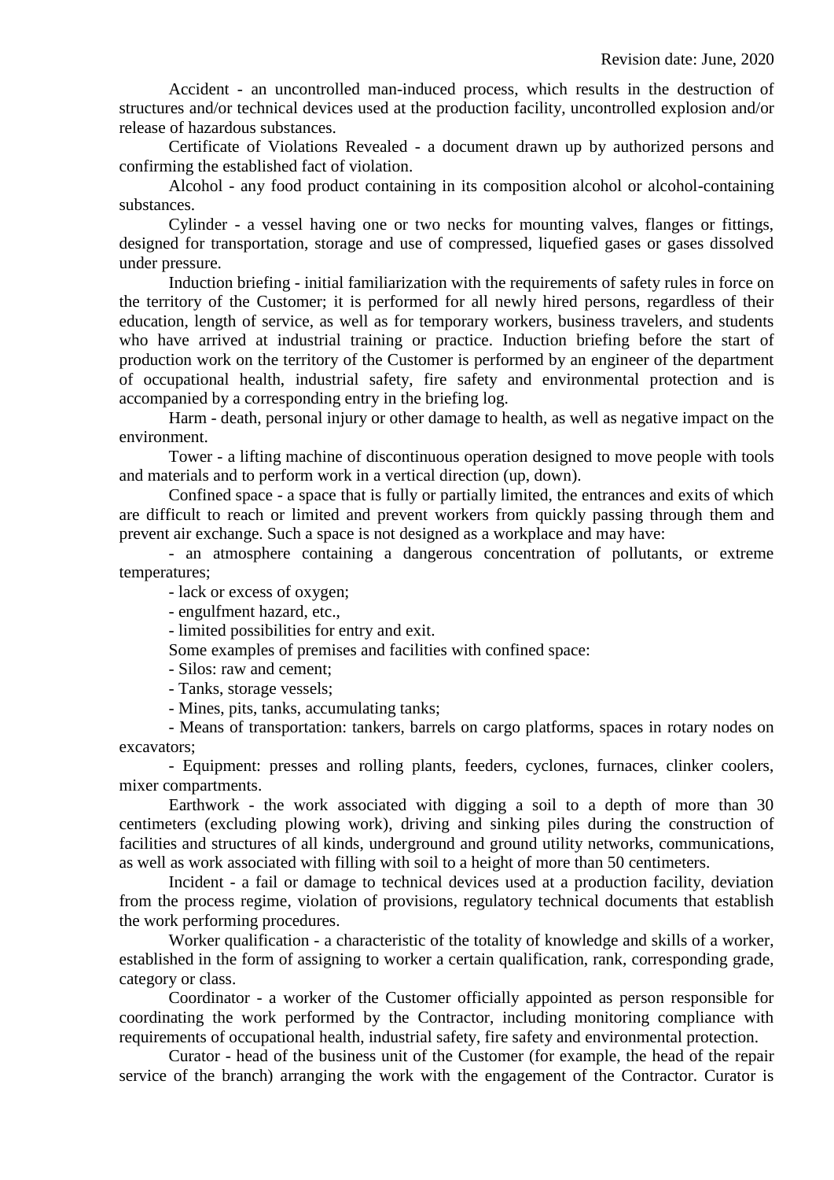Accident - an uncontrolled man-induced process, which results in the destruction of structures and/or technical devices used at the production facility, uncontrolled explosion and/or release of hazardous substances.

Certificate of Violations Revealed - a document drawn up by authorized persons and confirming the established fact of violation.

Alcohol - any food product containing in its composition alcohol or alcohol-containing substances.

Cylinder - a vessel having one or two necks for mounting valves, flanges or fittings, designed for transportation, storage and use of compressed, liquefied gases or gases dissolved under pressure.

Induction briefing - initial familiarization with the requirements of safety rules in force on the territory of the Customer; it is performed for all newly hired persons, regardless of their education, length of service, as well as for temporary workers, business travelers, and students who have arrived at industrial training or practice. Induction briefing before the start of production work on the territory of the Customer is performed by an engineer of the department of occupational health, industrial safety, fire safety and environmental protection and is accompanied by a corresponding entry in the briefing log.

Harm - death, personal injury or other damage to health, as well as negative impact on the environment.

Tower - a lifting machine of discontinuous operation designed to move people with tools and materials and to perform work in a vertical direction (up, down).

Confined space - a space that is fully or partially limited, the entrances and exits of which are difficult to reach or limited and prevent workers from quickly passing through them and prevent air exchange. Such a space is not designed as a workplace and may have:

- an atmosphere containing a dangerous concentration of pollutants, or extreme temperatures;
- lack or excess of oxygen;
- engulfment hazard, etc.,
- limited possibilities for entry and exit.

Some examples of premises and facilities with confined space:

- Silos: raw and cement;
- Tanks, storage vessels;
- Mines, pits, tanks, accumulating tanks;
- Means of transportation: tankers, barrels on cargo platforms, spaces in rotary nodes on excavators;
- Equipment: presses and rolling plants, feeders, cyclones, furnaces, clinker coolers, mixer compartments.

Earthwork - the work associated with digging a soil to a depth of more than 30 centimeters (excluding plowing work), driving and sinking piles during the construction of facilities and structures of all kinds, underground and ground utility networks, communications, as well as work associated with filling with soil to a height of more than 50 centimeters.

Incident - a fail or damage to technical devices used at a production facility, deviation from the process regime, violation of provisions, regulatory technical documents that establish the work performing procedures.

Worker qualification - a characteristic of the totality of knowledge and skills of a worker, established in the form of assigning to worker a certain qualification, rank, corresponding grade, category or class.

Coordinator - a worker of the Customer officially appointed as person responsible for coordinating the work performed by the Contractor, including monitoring compliance with requirements of occupational health, industrial safety, fire safety and environmental protection.

Curator - head of the business unit of the Customer (for example, the head of the repair service of the branch) arranging the work with the engagement of the Contractor. Curator is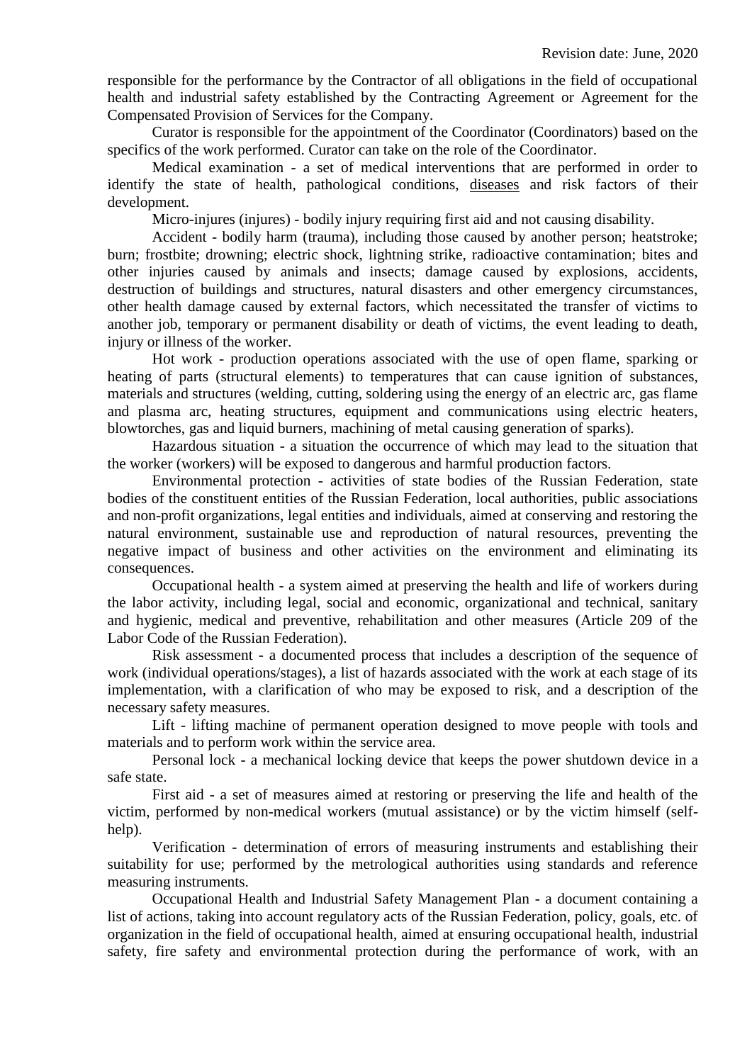responsible for the performance by the Contractor of all obligations in the field of occupational health and industrial safety established by the Contracting Agreement or Agreement for the Compensated Provision of Services for the Company.

Curator is responsible for the appointment of the Coordinator (Coordinators) based on the specifics of the work performed. Curator can take on the role of the Coordinator.

Medical examination - a set of medical interventions that are performed in order to identify the state of health, pathological conditions, diseases and risk factors of their development.

Micro-injures (injures) - bodily injury requiring first aid and not causing disability.

Accident - bodily harm (trauma), including those caused by another person; heatstroke; burn; frostbite; drowning; electric shock, lightning strike, radioactive contamination; bites and other injuries caused by animals and insects; damage caused by explosions, accidents, destruction of buildings and structures, natural disasters and other emergency circumstances, other health damage caused by external factors, which necessitated the transfer of victims to another job, temporary or permanent disability or death of victims, the event leading to death, injury or illness of the worker.

Hot work - production operations associated with the use of open flame, sparking or heating of parts (structural elements) to temperatures that can cause ignition of substances, materials and structures (welding, cutting, soldering using the energy of an electric arc, gas flame and plasma arc, heating structures, equipment and communications using electric heaters, blowtorches, gas and liquid burners, machining of metal causing generation of sparks).

Hazardous situation - a situation the occurrence of which may lead to the situation that the worker (workers) will be exposed to dangerous and harmful production factors.

Environmental protection - activities of state bodies of the Russian Federation, state bodies of the constituent entities of the Russian Federation, local authorities, public associations and non-profit organizations, legal entities and individuals, aimed at conserving and restoring the natural environment, sustainable use and reproduction of natural resources, preventing the negative impact of business and other activities on the environment and eliminating its consequences.

Occupational health - a system aimed at preserving the health and life of workers during the labor activity, including legal, social and economic, organizational and technical, sanitary and hygienic, medical and preventive, rehabilitation and other measures (Article 209 of the Labor Code of the Russian Federation).

Risk assessment - a documented process that includes a description of the sequence of work (individual operations/stages), a list of hazards associated with the work at each stage of its implementation, with a clarification of who may be exposed to risk, and a description of the necessary safety measures.

Lift - lifting machine of permanent operation designed to move people with tools and materials and to perform work within the service area.

Personal lock - a mechanical locking device that keeps the power shutdown device in a safe state.

First aid - a set of measures aimed at restoring or preserving the life and health of the victim, performed by non-medical workers (mutual assistance) or by the victim himself (self-help).

Verification - determination of errors of measuring instruments and establishing their suitability for use; performed by the metrological authorities using standards and reference measuring instruments.

Occupational Health and Industrial Safety Management Plan - a document containing a list of actions, taking into account regulatory acts of the Russian Federation, policy, goals, etc. of organization in the field of occupational health, aimed at ensuring occupational health, industrial safety, fire safety and environmental protection during the performance of work, with an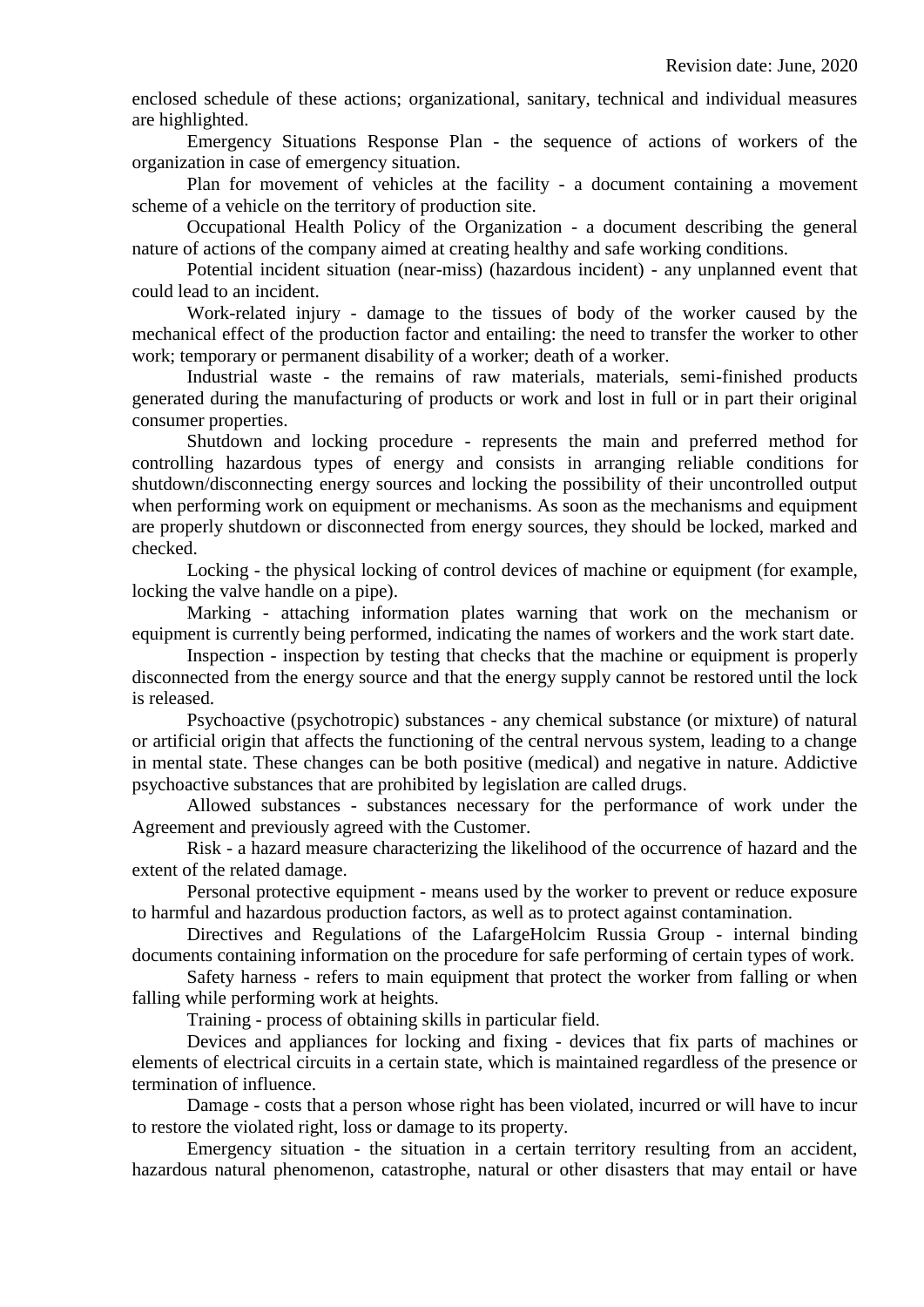enclosed schedule of these actions; organizational, sanitary, technical and individual measures are highlighted.

Emergency Situations Response Plan - the sequence of actions of workers of the organization in case of emergency situation.

Plan for movement of vehicles at the facility - a document containing a movement scheme of a vehicle on the territory of production site.

Occupational Health Policy of the Organization - a document describing the general nature of actions of the company aimed at creating healthy and safe working conditions.

Potential incident situation (near-miss) (hazardous incident) - any unplanned event that could lead to an incident.

Work-related injury - damage to the tissues of body of the worker caused by the mechanical effect of the production factor and entailing: the need to transfer the worker to other work; temporary or permanent disability of a worker; death of a worker.

Industrial waste - the remains of raw materials, materials, semi-finished products generated during the manufacturing of products or work and lost in full or in part their original consumer properties.

Shutdown and locking procedure - represents the main and preferred method for controlling hazardous types of energy and consists in arranging reliable conditions for shutdown/disconnecting energy sources and locking the possibility of their uncontrolled output when performing work on equipment or mechanisms. As soon as the mechanisms and equipment are properly shutdown or disconnected from energy sources, they should be locked, marked and checked.

Locking - the physical locking of control devices of machine or equipment (for example, locking the valve handle on a pipe).

Marking - attaching information plates warning that work on the mechanism or equipment is currently being performed, indicating the names of workers and the work start date.

Inspection - inspection by testing that checks that the machine or equipment is properly disconnected from the energy source and that the energy supply cannot be restored until the lock is released.

Psychoactive (psychotropic) substances - any chemical substance (or mixture) of natural or artificial origin that affects the functioning of the central nervous system, leading to a change in mental state. These changes can be both positive (medical) and negative in nature. Addictive psychoactive substances that are prohibited by legislation are called drugs.

Allowed substances - substances necessary for the performance of work under the Agreement and previously agreed with the Customer.

Risk - a hazard measure characterizing the likelihood of the occurrence of hazard and the extent of the related damage.

Personal protective equipment - means used by the worker to prevent or reduce exposure to harmful and hazardous production factors, as well as to protect against contamination.

Directives and Regulations of the LafargeHolcim Russia Group - internal binding documents containing information on the procedure for safe performing of certain types of work.

Safety harness - refers to main equipment that protect the worker from falling or when falling while performing work at heights.

Training - process of obtaining skills in particular field.

Devices and appliances for locking and fixing - devices that fix parts of machines or elements of electrical circuits in a certain state, which is maintained regardless of the presence or termination of influence.

Damage - costs that a person whose right has been violated, incurred or will have to incur to restore the violated right, loss or damage to its property.

Emergency situation - the situation in a certain territory resulting from an accident, hazardous natural phenomenon, catastrophe, natural or other disasters that may entail or have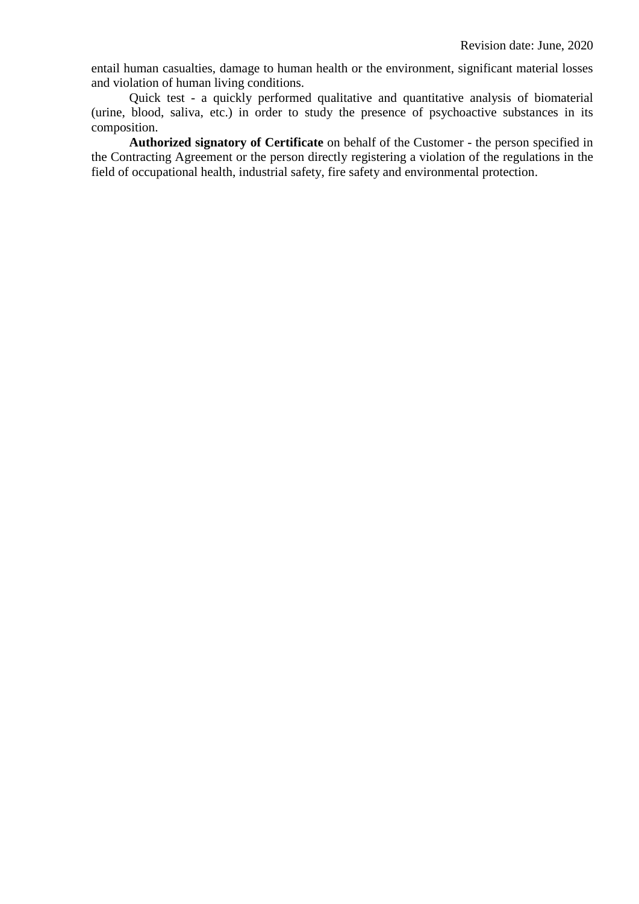entail human casualties, damage to human health or the environment, significant material losses and violation of human living conditions.

Quick test - a quickly performed qualitative and quantitative analysis of biomaterial (urine, blood, saliva, etc.) in order to study the presence of psychoactive substances in its composition.

**Authorized signatory of Certificate** on behalf of the Customer - the person specified in the Contracting Agreement or the person directly registering a violation of the regulations in the field of occupational health, industrial safety, fire safety and environmental protection.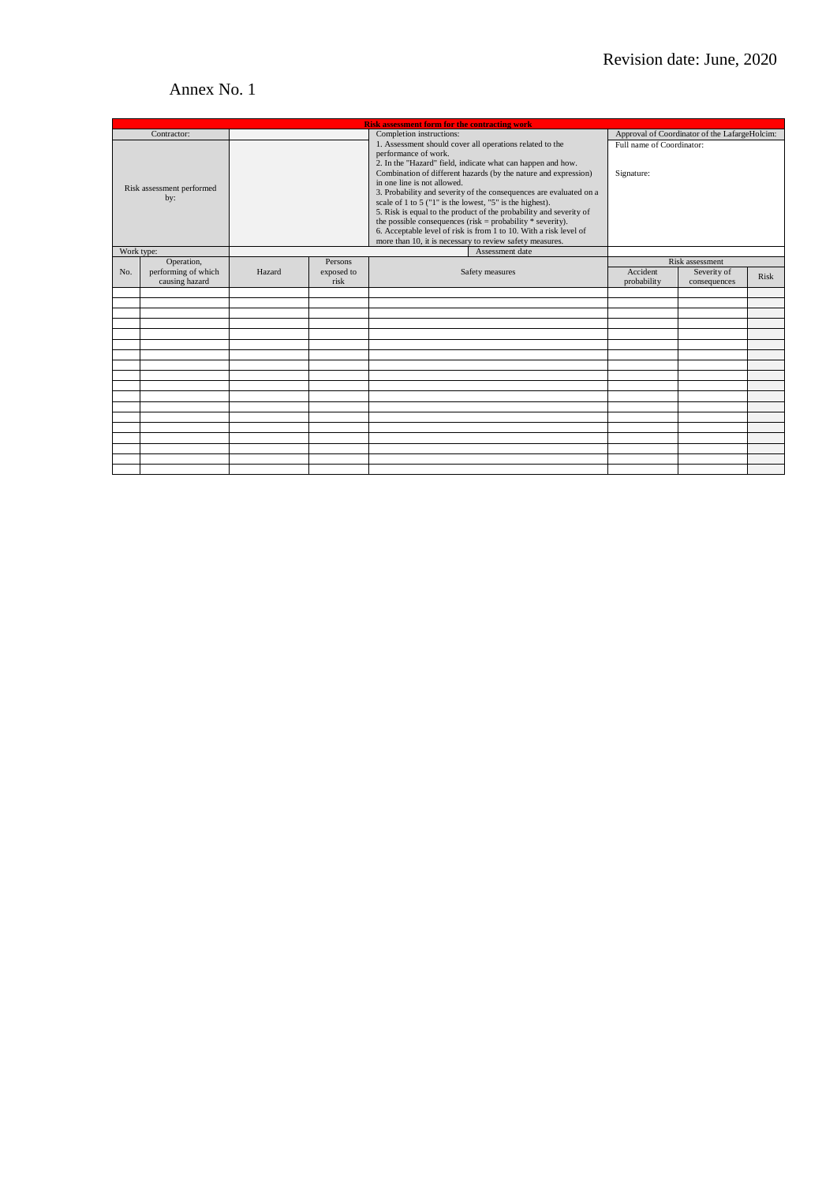Revision date: June, 2020

Annex No. 1

| Risk assessment form for the contracting work | | | | | | | |
|---|---|---|---|---|---|---|---|
| Contractor: | | | Completion instructions: | | Approval of Coordinator of the LafargeHolcim: | | |
| Risk assessment performed by: | | | 1. Assessment should cover all operations related to the performance of work.<br>2. In the "Hazard" field, indicate what can happen and how. Combination of different hazards (by the nature and expression) in one line is not allowed.<br>3. Probability and severity of the consequences are evaluated on a scale of 1 to 5 ("1" is the lowest, "5" is the highest).<br>5. Risk is equal to the product of the probability and severity of the possible consequences (risk = probability * severity).<br>6. Acceptable level of risk is from 1 to 10. With a risk level of more than 10, it is necessary to review safety measures. | | Full name of Coordinator:<br><br>Signature: | | |
| Work type: | | | | Assessment date | | | |
| No. | Operation, performing of which causing hazard | Hazard | Persons exposed to risk | Safety measures | Risk assessment | | |
| | | | | | Accident probability | Severity of consequences | Risk |
| | | | | | | | |
| | | | | | | | |
| | | | | | | | |
| | | | | | | | |
| | | | | | | | |
| | | | | | | | |
| | | | | | | | |
| | | | | | | | |
| | | | | | | | |
| | | | | | | | |
| | | | | | | | |
| | | | | | | | |
| | | | | | | | |
| | | | | | | | |
| | | | | | | | |
| | | | | | | | |
| | | | | | | | |
| | | | | | | | |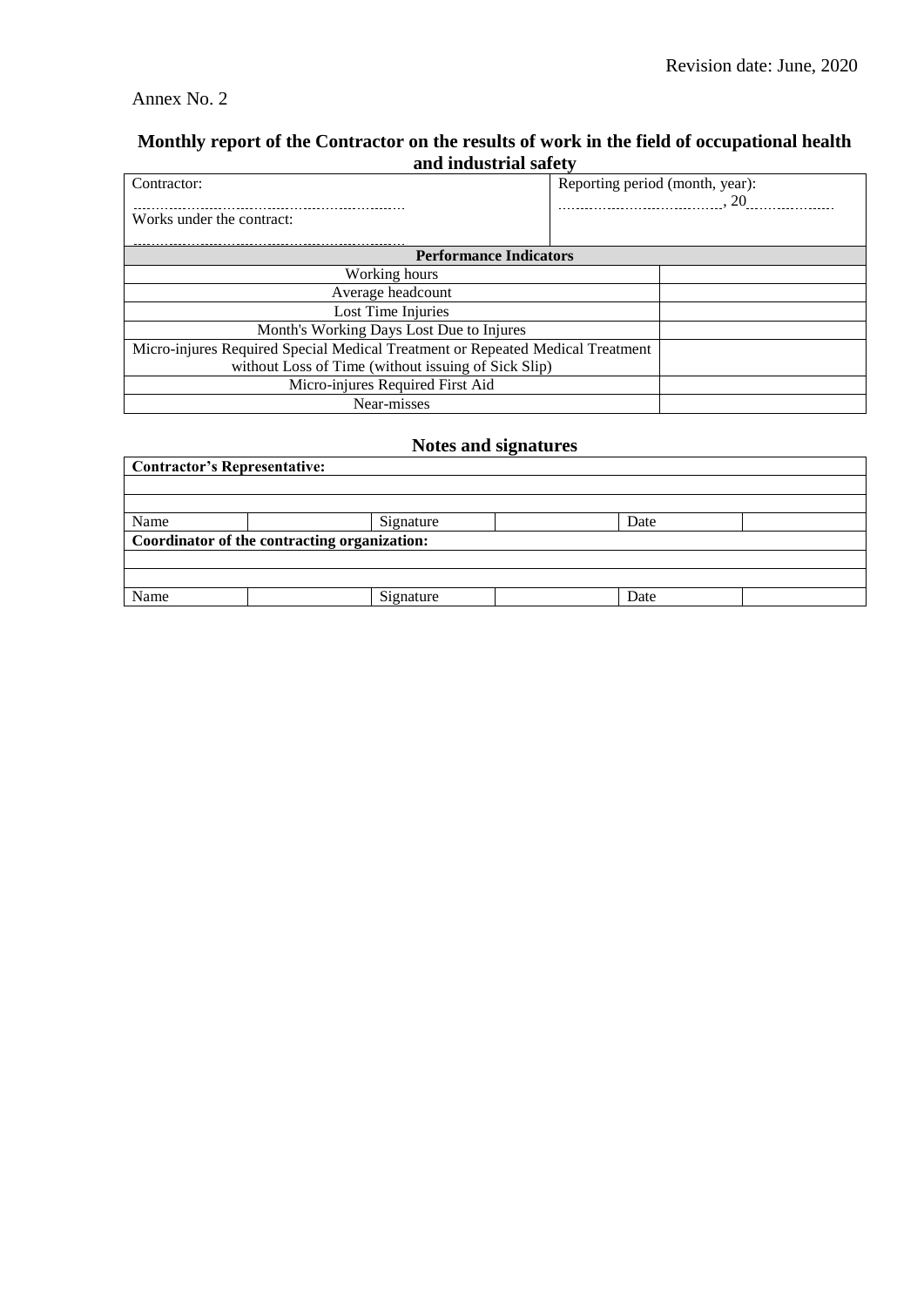Revision date: June, 2020

Annex No. 2

## Monthly report of the Contractor on the results of work in the field of occupational health and industrial safety

| Contractor: ……………………………………………… | Reporting period (month, year): ……………………………, 20………………… |
|---|---|
| Works under the contract: ……………………………………………… | |

| Performance Indicators | |
|---|---|
| Working hours | |
| Average headcount | |
| Lost Time Injuries | |
| Month's Working Days Lost Due to Injures | |
| Micro-injures Required Special Medical Treatment or Repeated Medical Treatment without Loss of Time (without issuing of Sick Slip) | |
| Micro-injures Required First Aid | |
| Near-misses | |

### Notes and signatures

| **Contractor's Representative:** | | | | | |
|---|---|---|---|---|---|
| | | | | | |
| | | | | | |
| Name | | Signature | | Date | |
| **Coordinator of the contracting organization:** | | | | | |
| | | | | | |
| | | | | | |
| Name | | Signature | | Date | |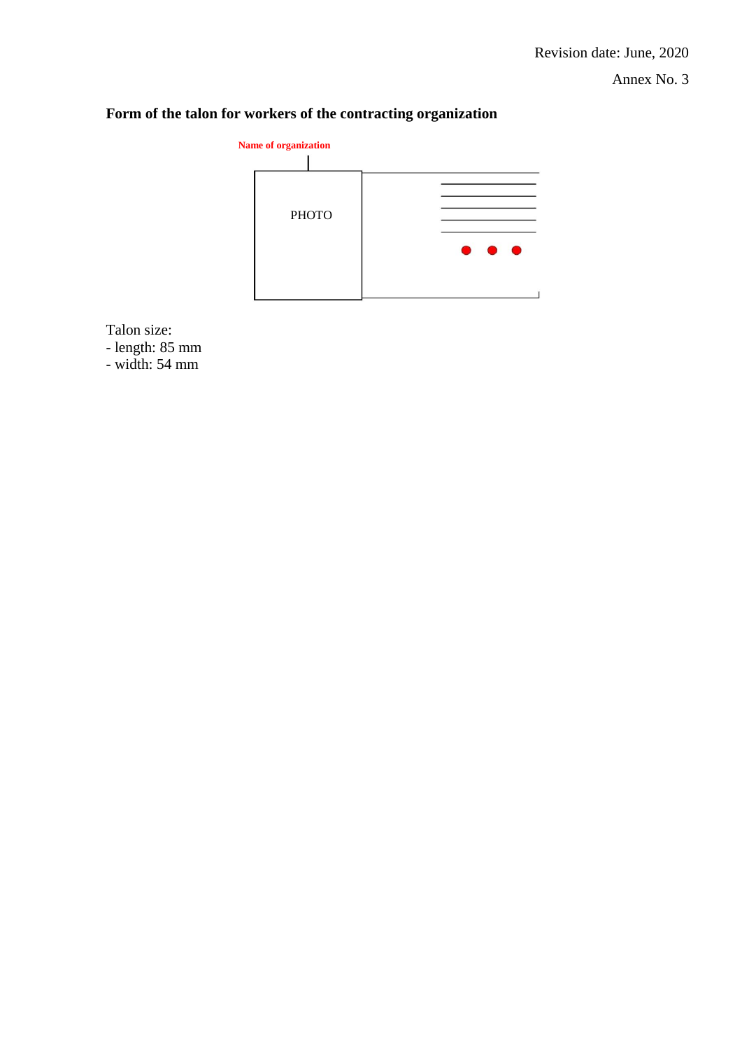Revision date: June, 2020

Annex No. 3

**Form of the talon for workers of the contracting organization**

Name of organization

PHOTO

Talon size:
- length: 85 mm
- width: 54 mm